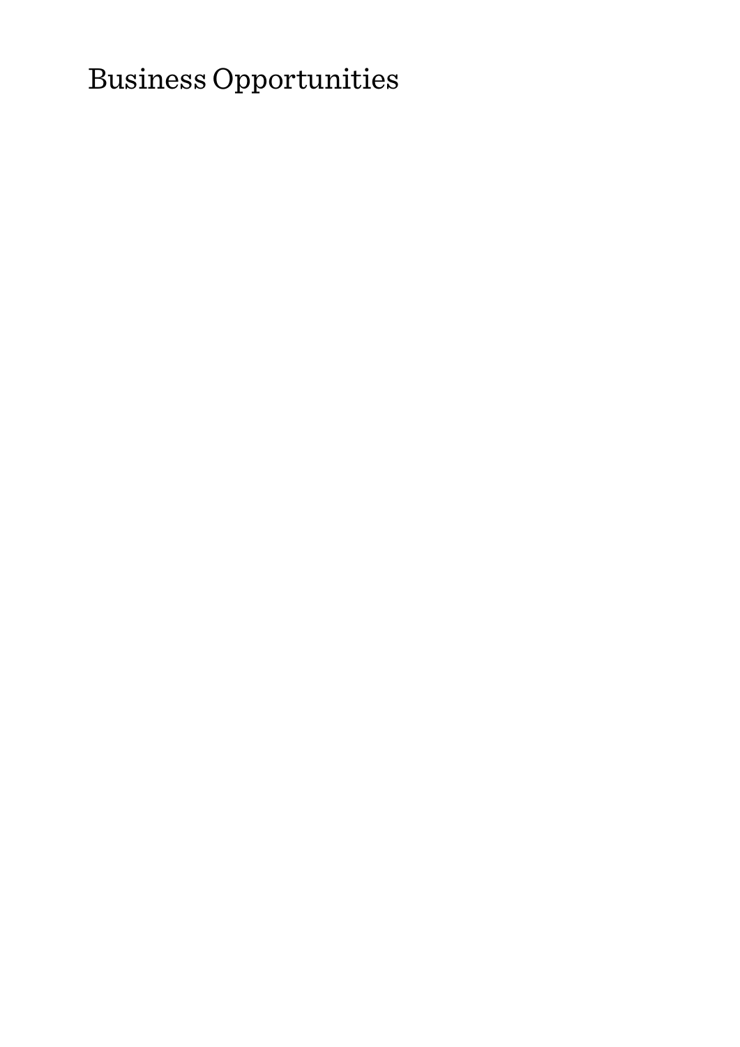# Business Opportunities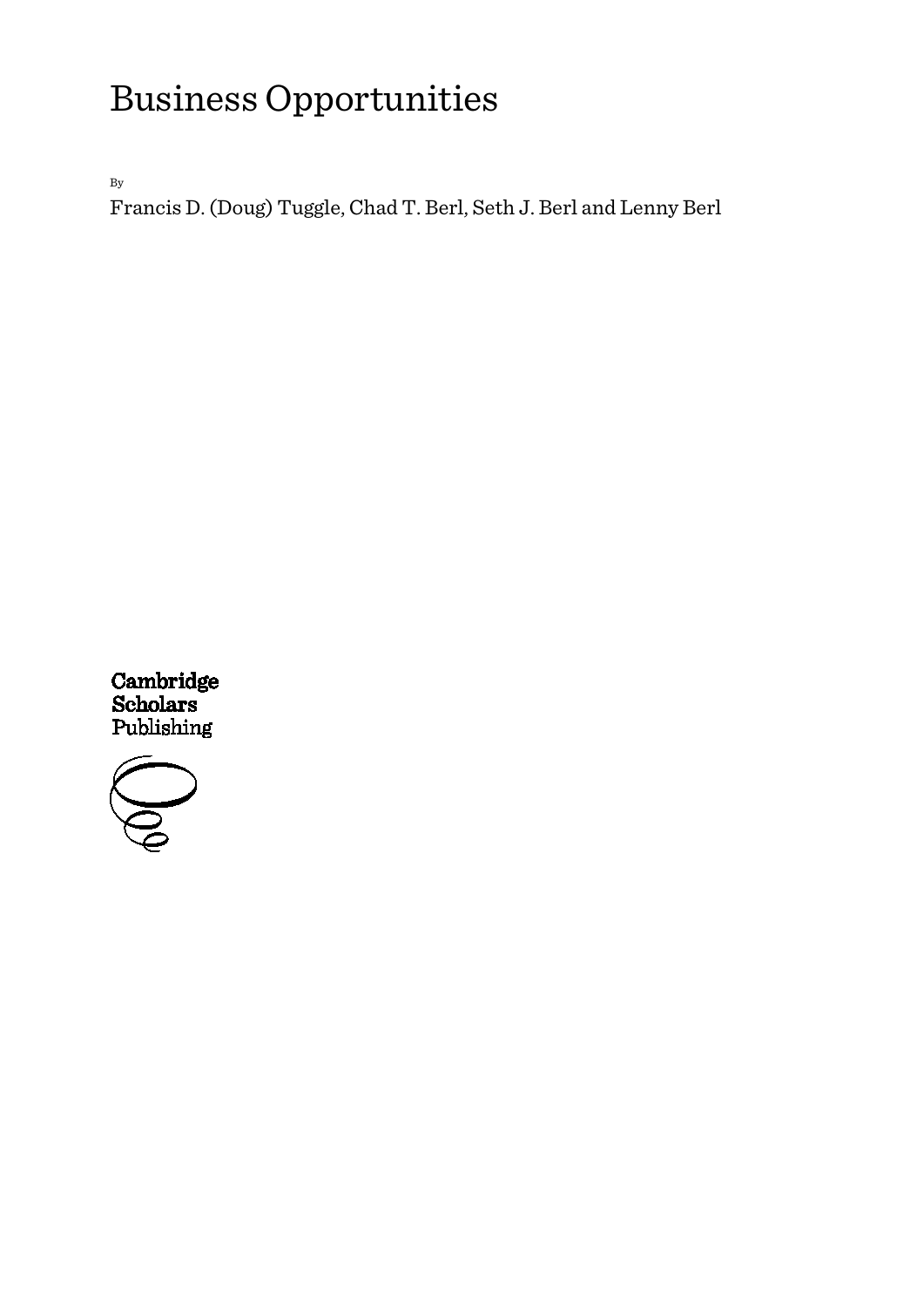# Business Opportunities

By

Francis D. (Doug) Tuggle, Chad T. Berl, Seth J. Berl and Lenny Berl

Cambridge
Scholars
Publishing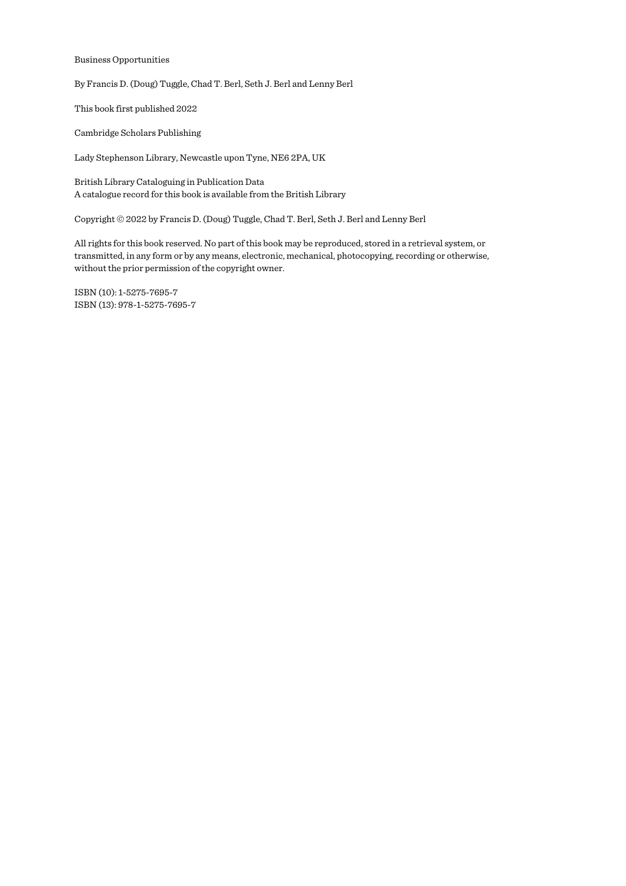Business Opportunities

By Francis D. (Doug) Tuggle, Chad T. Berl, Seth J. Berl and Lenny Berl

This book first published 2022

Cambridge Scholars Publishing

Lady Stephenson Library, Newcastle upon Tyne, NE6 2PA, UK

British Library Cataloguing in Publication Data
A catalogue record for this book is available from the British Library

Copyright © 2022 by Francis D. (Doug) Tuggle, Chad T. Berl, Seth J. Berl and Lenny Berl

All rights for this book reserved. No part of this book may be reproduced, stored in a retrieval system, or transmitted, in any form or by any means, electronic, mechanical, photocopying, recording or otherwise, without the prior permission of the copyright owner.

ISBN (10): 1-5275-7695-7
ISBN (13): 978-1-5275-7695-7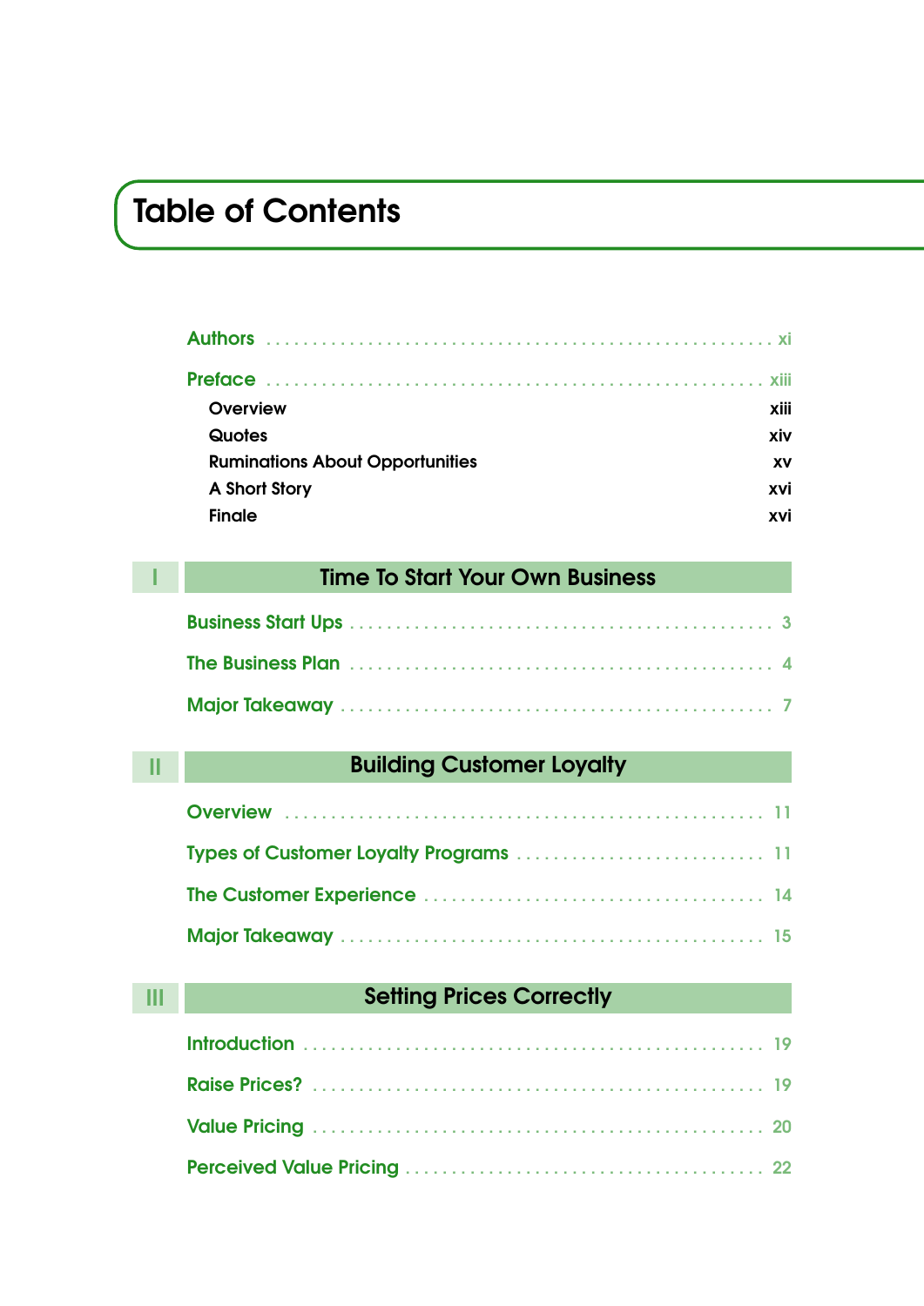# Table of Contents

**Authors** .......... xi

**Preface** .......... xiii

- Overview xiii
- Quotes xiv
- Ruminations About Opportunities xv
- A Short Story xvi
- Finale xvi

## I Time To Start Your Own Business

**Business Start Ups** .......... 3

**The Business Plan** .......... 4

**Major Takeaway** .......... 7

## II Building Customer Loyalty

**Overview** .......... 11

**Types of Customer Loyalty Programs** .......... 11

**The Customer Experience** .......... 14

**Major Takeaway** .......... 15

## III Setting Prices Correctly

**Introduction** .......... 19

**Raise Prices?** .......... 19

**Value Pricing** .......... 20

**Perceived Value Pricing** .......... 22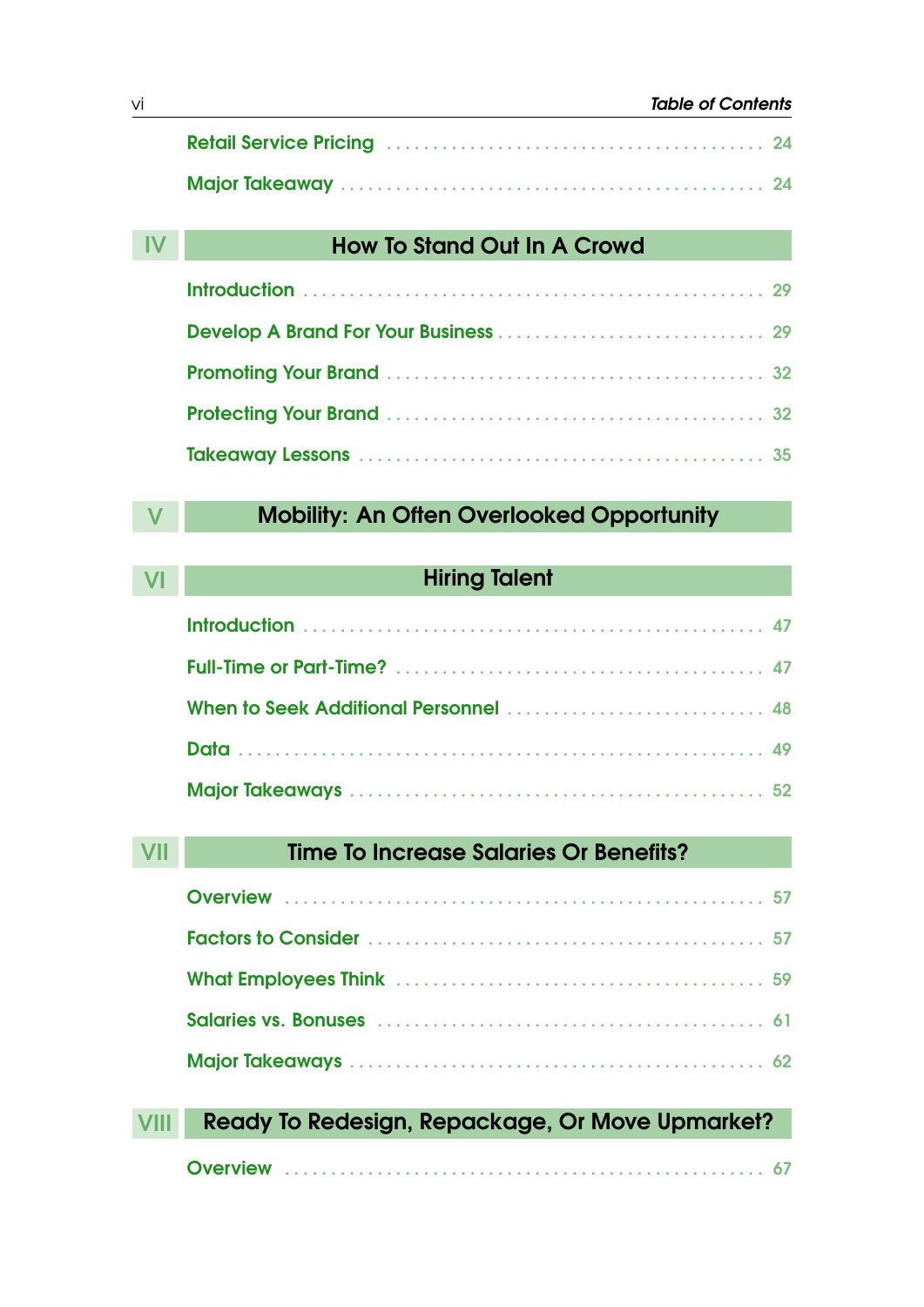Retail Service Pricing . . . . . . . . . . 24

Major Takeaway . . . . . . . . . . 24

## IV How To Stand Out In A Crowd

Introduction . . . . . . . . . . 29

Develop A Brand For Your Business . . . . . . . . . . 29

Promoting Your Brand . . . . . . . . . . 32

Protecting Your Brand . . . . . . . . . . 32

Takeaway Lessons . . . . . . . . . . 35

## V Mobility: An Often Overlooked Opportunity

## VI Hiring Talent

Introduction . . . . . . . . . . 47

Full-Time or Part-Time? . . . . . . . . . . 47

When to Seek Additional Personnel . . . . . . . . . . 48

Data . . . . . . . . . . 49

Major Takeaways . . . . . . . . . . 52

## VII Time To Increase Salaries Or Benefits?

Overview . . . . . . . . . . 57

Factors to Consider . . . . . . . . . . 57

What Employees Think . . . . . . . . . . 59

Salaries vs. Bonuses . . . . . . . . . . 61

Major Takeaways . . . . . . . . . . 62

## VIII Ready To Redesign, Repackage, Or Move Upmarket?

Overview . . . . . . . . . . 67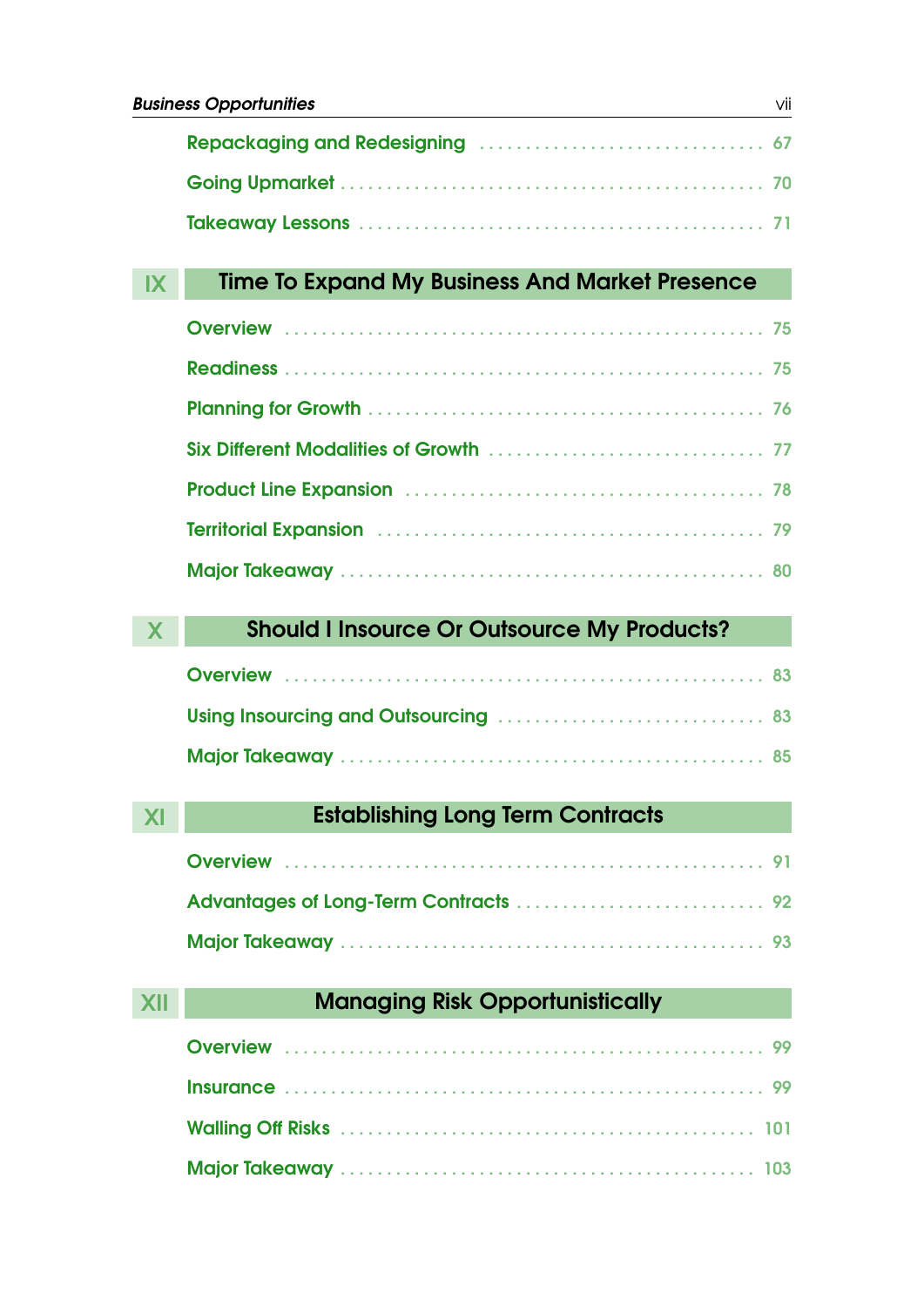Repackaging and Redesigning ... 67

Going Upmarket ... 70

Takeaway Lessons ... 71

## IX Time To Expand My Business And Market Presence

Overview ... 75

Readiness ... 75

Planning for Growth ... 76

Six Different Modalities of Growth ... 77

Product Line Expansion ... 78

Territorial Expansion ... 79

Major Takeaway ... 80

## X Should I Insource Or Outsource My Products?

Overview ... 83

Using Insourcing and Outsourcing ... 83

Major Takeaway ... 85

## XI Establishing Long Term Contracts

Overview ... 91

Advantages of Long-Term Contracts ... 92

Major Takeaway ... 93

## XII Managing Risk Opportunistically

Overview ... 99

Insurance ... 99

Walling Off Risks ... 101

Major Takeaway ... 103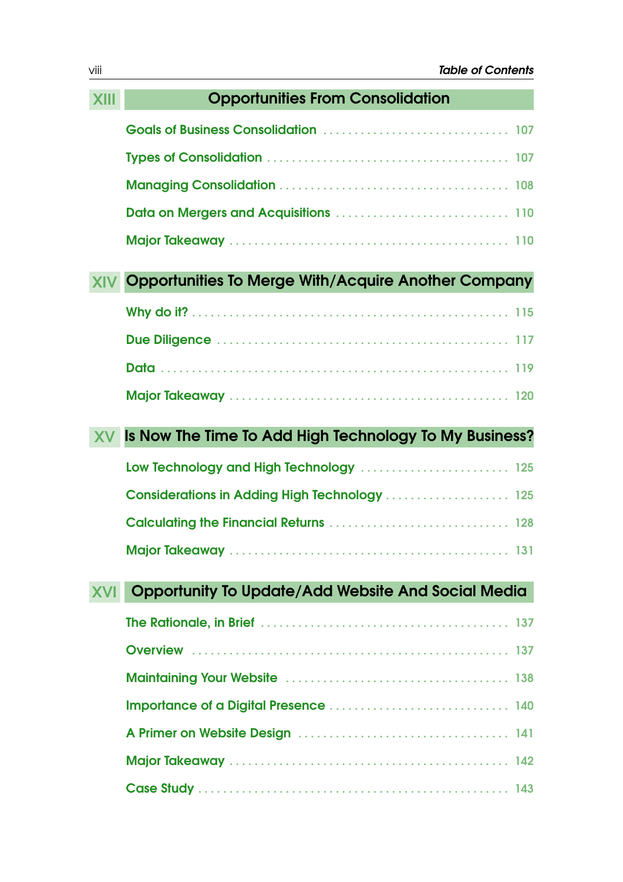## XIII Opportunities From Consolidation

- Goals of Business Consolidation ... 107
- Types of Consolidation ... 107
- Managing Consolidation ... 108
- Data on Mergers and Acquisitions ... 110
- Major Takeaway ... 110

## XIV Opportunities To Merge With/Acquire Another Company

- Why do it? ... 115
- Due Diligence ... 117
- Data ... 119
- Major Takeaway ... 120

## XV Is Now The Time To Add High Technology To My Business?

- Low Technology and High Technology ... 125
- Considerations in Adding High Technology ... 125
- Calculating the Financial Returns ... 128
- Major Takeaway ... 131

## XVI Opportunity To Update/Add Website And Social Media

- The Rationale, in Brief ... 137
- Overview ... 137
- Maintaining Your Website ... 138
- Importance of a Digital Presence ... 140
- A Primer on Website Design ... 141
- Major Takeaway ... 142
- Case Study ... 143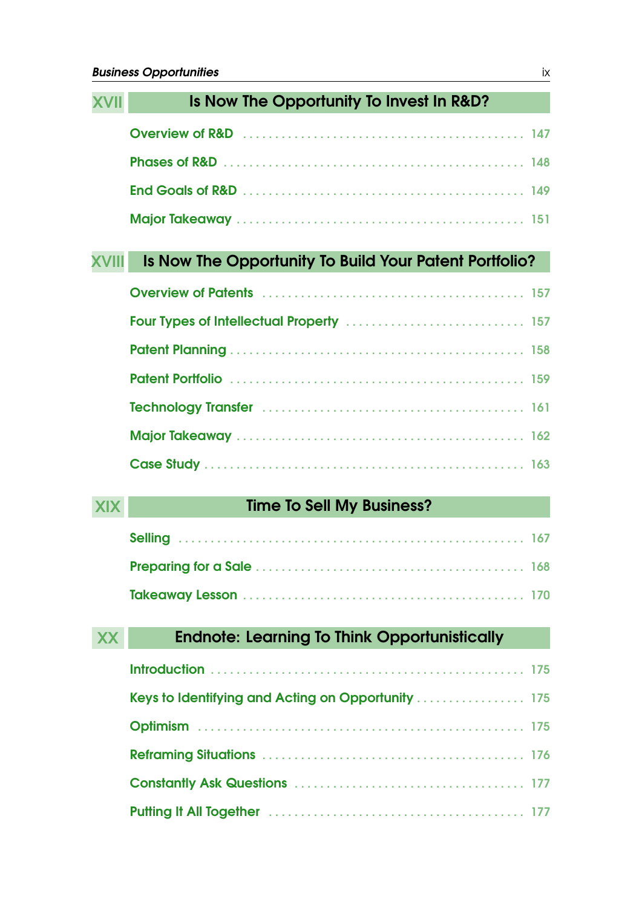## XVII Is Now The Opportunity To Invest In R&D?

- Overview of R&D ..... 147
- Phases of R&D ..... 148
- End Goals of R&D ..... 149
- Major Takeaway ..... 151

## XVIII Is Now The Opportunity To Build Your Patent Portfolio?

- Overview of Patents ..... 157
- Four Types of Intellectual Property ..... 157
- Patent Planning ..... 158
- Patent Portfolio ..... 159
- Technology Transfer ..... 161
- Major Takeaway ..... 162
- Case Study ..... 163

## XIX Time To Sell My Business?

- Selling ..... 167
- Preparing for a Sale ..... 168
- Takeaway Lesson ..... 170

## XX Endnote: Learning To Think Opportunistically

- Introduction ..... 175
- Keys to Identifying and Acting on Opportunity ..... 175
- Optimism ..... 175
- Reframing Situations ..... 176
- Constantly Ask Questions ..... 177
- Putting It All Together ..... 177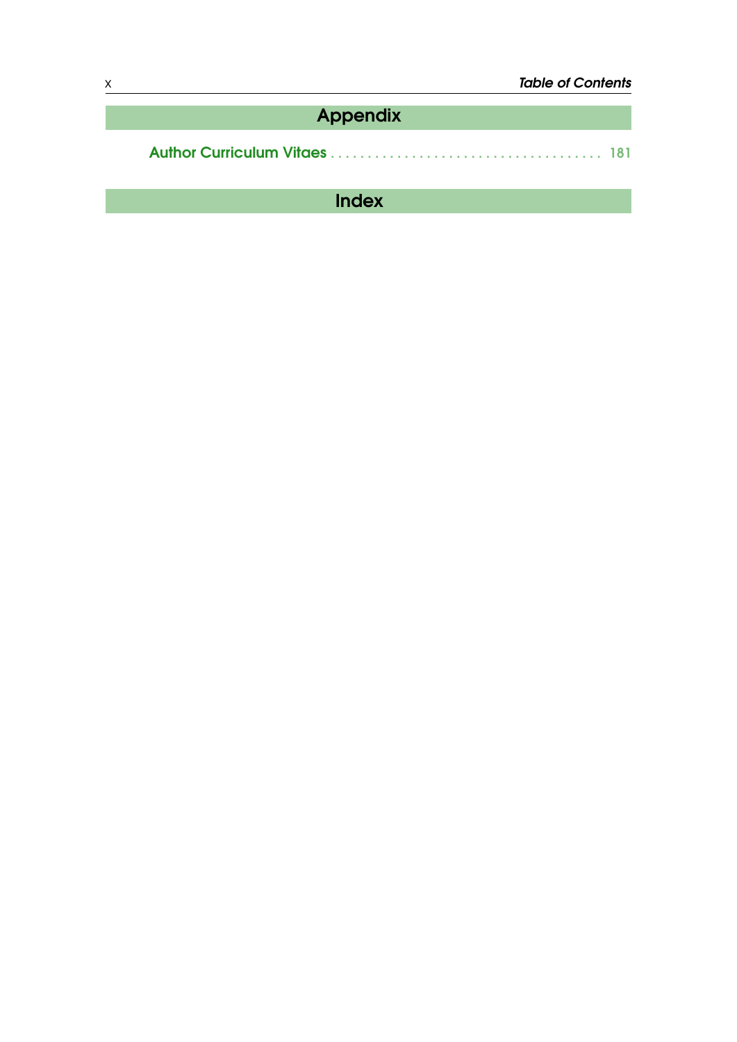# Appendix

Author Curriculum Vitaes . . . . . . . . . . . . . . . . . . . . . . . . . . . . . . . . . . . . 181

# Index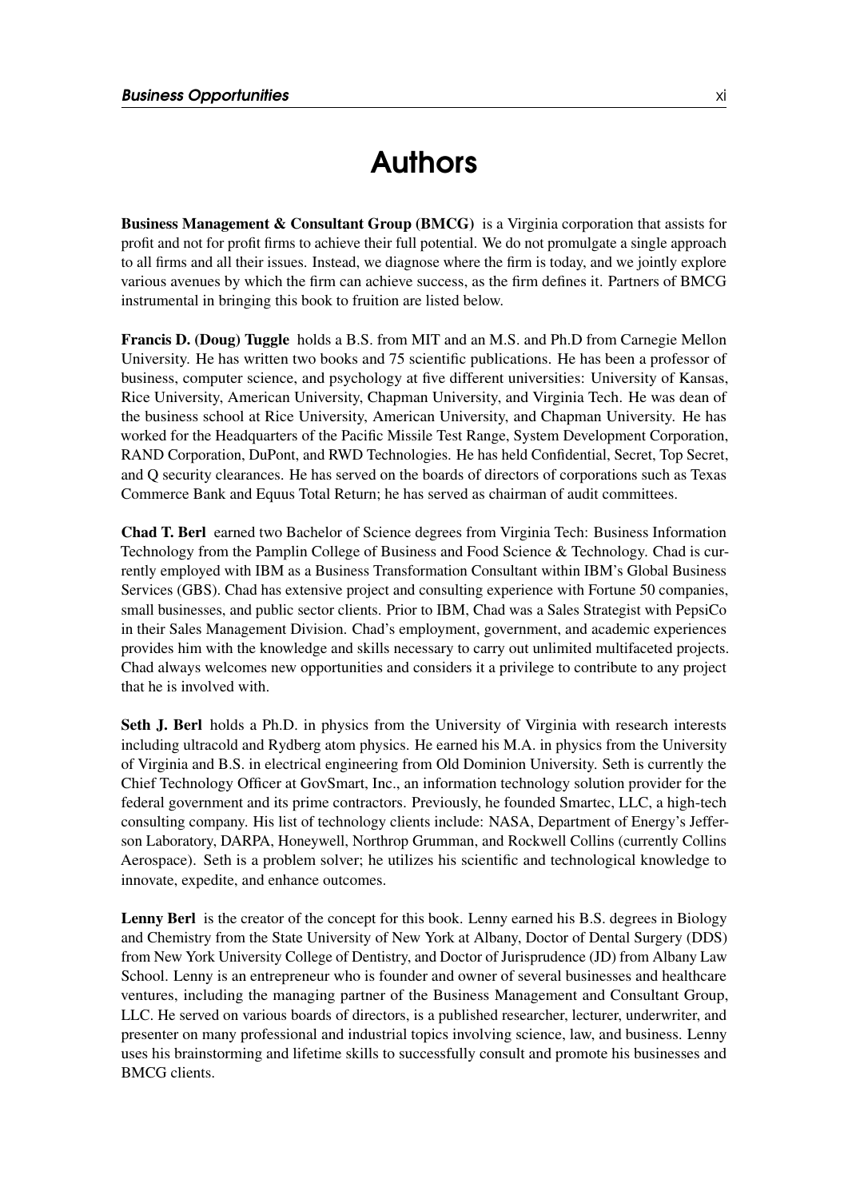# Authors

**Business Management & Consultant Group (BMCG)** is a Virginia corporation that assists for profit and not for profit firms to achieve their full potential. We do not promulgate a single approach to all firms and all their issues. Instead, we diagnose where the firm is today, and we jointly explore various avenues by which the firm can achieve success, as the firm defines it. Partners of BMCG instrumental in bringing this book to fruition are listed below.

**Francis D. (Doug) Tuggle** holds a B.S. from MIT and an M.S. and Ph.D from Carnegie Mellon University. He has written two books and 75 scientific publications. He has been a professor of business, computer science, and psychology at five different universities: University of Kansas, Rice University, American University, Chapman University, and Virginia Tech. He was dean of the business school at Rice University, American University, and Chapman University. He has worked for the Headquarters of the Pacific Missile Test Range, System Development Corporation, RAND Corporation, DuPont, and RWD Technologies. He has held Confidential, Secret, Top Secret, and Q security clearances. He has served on the boards of directors of corporations such as Texas Commerce Bank and Equus Total Return; he has served as chairman of audit committees.

**Chad T. Berl** earned two Bachelor of Science degrees from Virginia Tech: Business Information Technology from the Pamplin College of Business and Food Science & Technology. Chad is currently employed with IBM as a Business Transformation Consultant within IBM's Global Business Services (GBS). Chad has extensive project and consulting experience with Fortune 50 companies, small businesses, and public sector clients. Prior to IBM, Chad was a Sales Strategist with PepsiCo in their Sales Management Division. Chad's employment, government, and academic experiences provides him with the knowledge and skills necessary to carry out unlimited multifaceted projects. Chad always welcomes new opportunities and considers it a privilege to contribute to any project that he is involved with.

**Seth J. Berl** holds a Ph.D. in physics from the University of Virginia with research interests including ultracold and Rydberg atom physics. He earned his M.A. in physics from the University of Virginia and B.S. in electrical engineering from Old Dominion University. Seth is currently the Chief Technology Officer at GovSmart, Inc., an information technology solution provider for the federal government and its prime contractors. Previously, he founded Smartec, LLC, a high-tech consulting company. His list of technology clients include: NASA, Department of Energy's Jefferson Laboratory, DARPA, Honeywell, Northrop Grumman, and Rockwell Collins (currently Collins Aerospace). Seth is a problem solver; he utilizes his scientific and technological knowledge to innovate, expedite, and enhance outcomes.

**Lenny Berl** is the creator of the concept for this book. Lenny earned his B.S. degrees in Biology and Chemistry from the State University of New York at Albany, Doctor of Dental Surgery (DDS) from New York University College of Dentistry, and Doctor of Jurisprudence (JD) from Albany Law School. Lenny is an entrepreneur who is founder and owner of several businesses and healthcare ventures, including the managing partner of the Business Management and Consultant Group, LLC. He served on various boards of directors, is a published researcher, lecturer, underwriter, and presenter on many professional and industrial topics involving science, law, and business. Lenny uses his brainstorming and lifetime skills to successfully consult and promote his businesses and BMCG clients.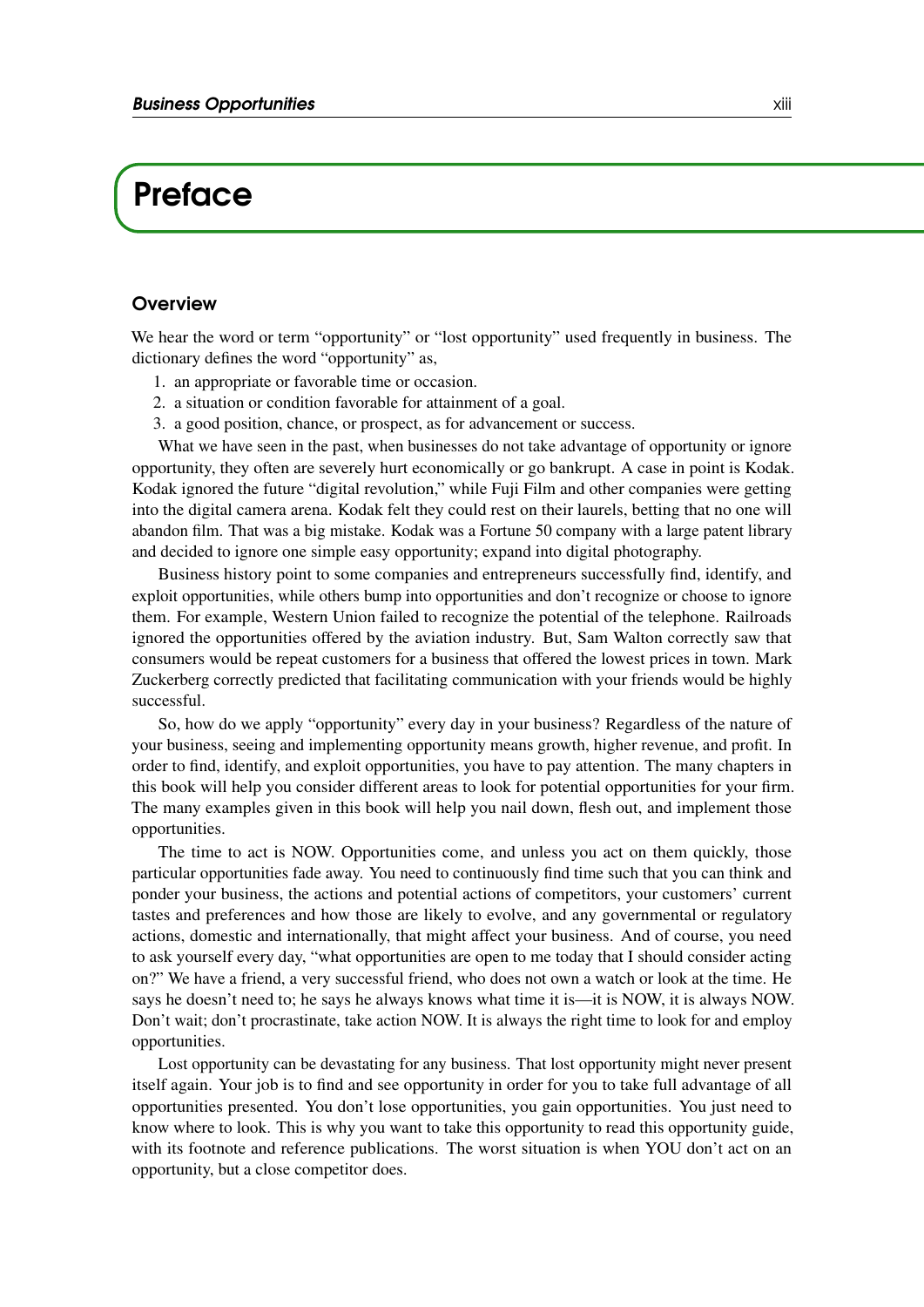# Preface

## Overview

We hear the word or term "opportunity" or "lost opportunity" used frequently in business. The dictionary defines the word "opportunity" as,

1. an appropriate or favorable time or occasion.
2. a situation or condition favorable for attainment of a goal.
3. a good position, chance, or prospect, as for advancement or success.

What we have seen in the past, when businesses do not take advantage of opportunity or ignore opportunity, they often are severely hurt economically or go bankrupt. A case in point is Kodak. Kodak ignored the future "digital revolution," while Fuji Film and other companies were getting into the digital camera arena. Kodak felt they could rest on their laurels, betting that no one will abandon film. That was a big mistake. Kodak was a Fortune 50 company with a large patent library and decided to ignore one simple easy opportunity; expand into digital photography.

Business history point to some companies and entrepreneurs successfully find, identify, and exploit opportunities, while others bump into opportunities and don't recognize or choose to ignore them. For example, Western Union failed to recognize the potential of the telephone. Railroads ignored the opportunities offered by the aviation industry. But, Sam Walton correctly saw that consumers would be repeat customers for a business that offered the lowest prices in town. Mark Zuckerberg correctly predicted that facilitating communication with your friends would be highly successful.

So, how do we apply "opportunity" every day in your business? Regardless of the nature of your business, seeing and implementing opportunity means growth, higher revenue, and profit. In order to find, identify, and exploit opportunities, you have to pay attention. The many chapters in this book will help you consider different areas to look for potential opportunities for your firm. The many examples given in this book will help you nail down, flesh out, and implement those opportunities.

The time to act is NOW. Opportunities come, and unless you act on them quickly, those particular opportunities fade away. You need to continuously find time such that you can think and ponder your business, the actions and potential actions of competitors, your customers' current tastes and preferences and how those are likely to evolve, and any governmental or regulatory actions, domestic and internationally, that might affect your business. And of course, you need to ask yourself every day, "what opportunities are open to me today that I should consider acting on?" We have a friend, a very successful friend, who does not own a watch or look at the time. He says he doesn't need to; he says he always knows what time it is—it is NOW, it is always NOW. Don't wait; don't procrastinate, take action NOW. It is always the right time to look for and employ opportunities.

Lost opportunity can be devastating for any business. That lost opportunity might never present itself again. Your job is to find and see opportunity in order for you to take full advantage of all opportunities presented. You don't lose opportunities, you gain opportunities. You just need to know where to look. This is why you want to take this opportunity to read this opportunity guide, with its footnote and reference publications. The worst situation is when YOU don't act on an opportunity, but a close competitor does.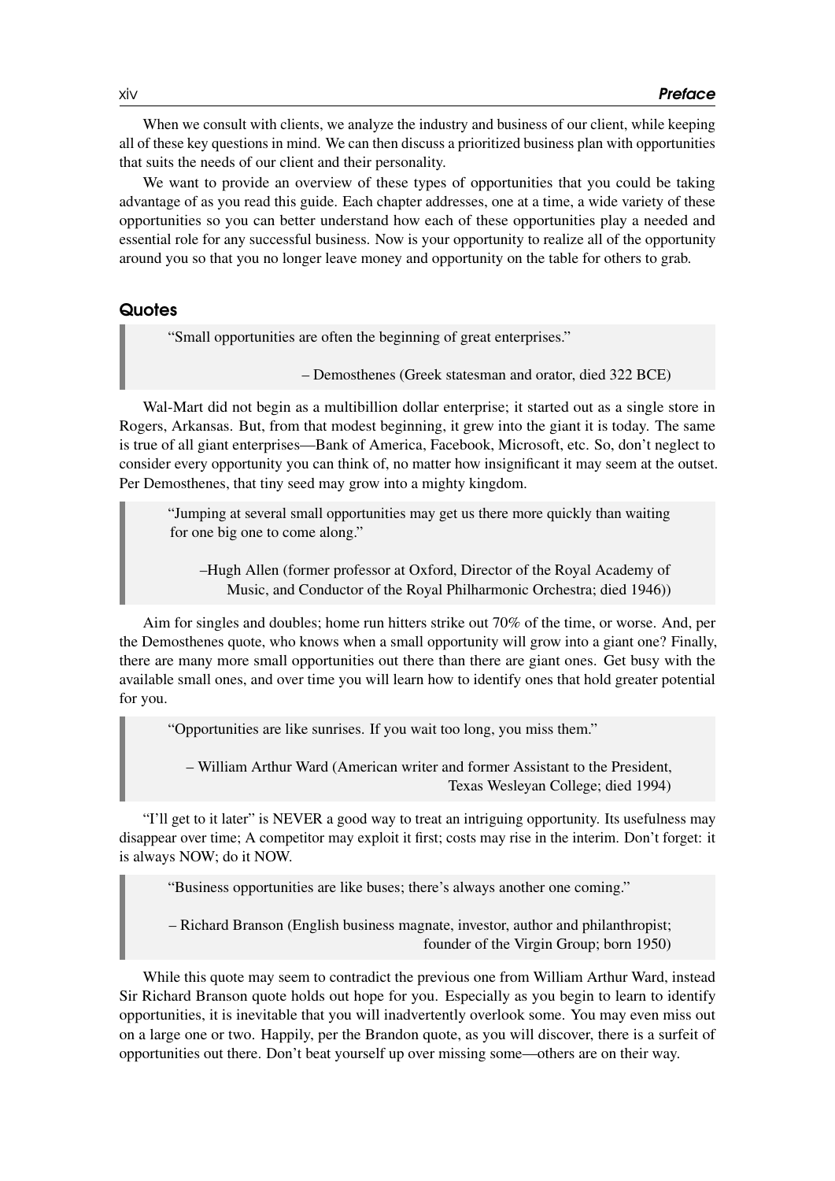When we consult with clients, we analyze the industry and business of our client, while keeping all of these key questions in mind. We can then discuss a prioritized business plan with opportunities that suits the needs of our client and their personality.

We want to provide an overview of these types of opportunities that you could be taking advantage of as you read this guide. Each chapter addresses, one at a time, a wide variety of these opportunities so you can better understand how each of these opportunities play a needed and essential role for any successful business. Now is your opportunity to realize all of the opportunity around you so that you no longer leave money and opportunity on the table for others to grab.

## Quotes

> "Small opportunities are often the beginning of great enterprises."
>
> – Demosthenes (Greek statesman and orator, died 322 BCE)

Wal-Mart did not begin as a multibillion dollar enterprise; it started out as a single store in Rogers, Arkansas. But, from that modest beginning, it grew into the giant it is today. The same is true of all giant enterprises—Bank of America, Facebook, Microsoft, etc. So, don't neglect to consider every opportunity you can think of, no matter how insignificant it may seem at the outset. Per Demosthenes, that tiny seed may grow into a mighty kingdom.

> "Jumping at several small opportunities may get us there more quickly than waiting for one big one to come along."
>
> –Hugh Allen (former professor at Oxford, Director of the Royal Academy of Music, and Conductor of the Royal Philharmonic Orchestra; died 1946))

Aim for singles and doubles; home run hitters strike out 70% of the time, or worse. And, per the Demosthenes quote, who knows when a small opportunity will grow into a giant one? Finally, there are many more small opportunities out there than there are giant ones. Get busy with the available small ones, and over time you will learn how to identify ones that hold greater potential for you.

> "Opportunities are like sunrises. If you wait too long, you miss them."
>
> – William Arthur Ward (American writer and former Assistant to the President, Texas Wesleyan College; died 1994)

"I'll get to it later" is NEVER a good way to treat an intriguing opportunity. Its usefulness may disappear over time; A competitor may exploit it first; costs may rise in the interim. Don't forget: it is always NOW; do it NOW.

> "Business opportunities are like buses; there's always another one coming."
>
> – Richard Branson (English business magnate, investor, author and philanthropist; founder of the Virgin Group; born 1950)

While this quote may seem to contradict the previous one from William Arthur Ward, instead Sir Richard Branson quote holds out hope for you. Especially as you begin to learn to identify opportunities, it is inevitable that you will inadvertently overlook some. You may even miss out on a large one or two. Happily, per the Brandon quote, as you will discover, there is a surfeit of opportunities out there. Don't beat yourself up over missing some—others are on their way.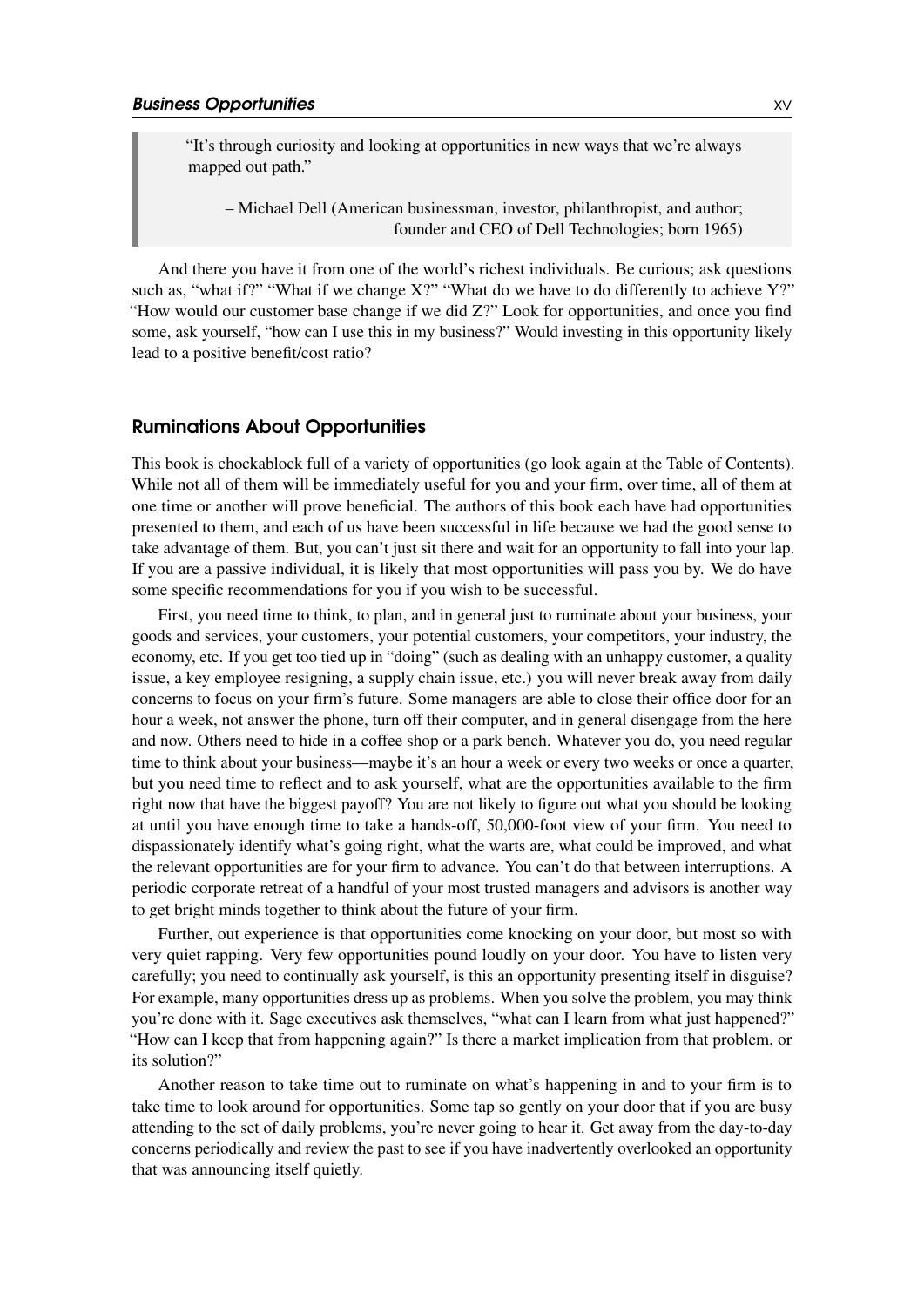> "It's through curiosity and looking at opportunities in new ways that we're always mapped out path."
>
> – Michael Dell (American businessman, investor, philanthropist, and author; founder and CEO of Dell Technologies; born 1965)

And there you have it from one of the world's richest individuals. Be curious; ask questions such as, "what if?" "What if we change X?" "What do we have to do differently to achieve Y?" "How would our customer base change if we did Z?" Look for opportunities, and once you find some, ask yourself, "how can I use this in my business?" Would investing in this opportunity likely lead to a positive benefit/cost ratio?

## Ruminations About Opportunities

This book is chockablock full of a variety of opportunities (go look again at the Table of Contents). While not all of them will be immediately useful for you and your firm, over time, all of them at one time or another will prove beneficial. The authors of this book each have had opportunities presented to them, and each of us have been successful in life because we had the good sense to take advantage of them. But, you can't just sit there and wait for an opportunity to fall into your lap. If you are a passive individual, it is likely that most opportunities will pass you by. We do have some specific recommendations for you if you wish to be successful.

First, you need time to think, to plan, and in general just to ruminate about your business, your goods and services, your customers, your potential customers, your competitors, your industry, the economy, etc. If you get too tied up in "doing" (such as dealing with an unhappy customer, a quality issue, a key employee resigning, a supply chain issue, etc.) you will never break away from daily concerns to focus on your firm's future. Some managers are able to close their office door for an hour a week, not answer the phone, turn off their computer, and in general disengage from the here and now. Others need to hide in a coffee shop or a park bench. Whatever you do, you need regular time to think about your business—maybe it's an hour a week or every two weeks or once a quarter, but you need time to reflect and to ask yourself, what are the opportunities available to the firm right now that have the biggest payoff? You are not likely to figure out what you should be looking at until you have enough time to take a hands-off, 50,000-foot view of your firm. You need to dispassionately identify what's going right, what the warts are, what could be improved, and what the relevant opportunities are for your firm to advance. You can't do that between interruptions. A periodic corporate retreat of a handful of your most trusted managers and advisors is another way to get bright minds together to think about the future of your firm.

Further, out experience is that opportunities come knocking on your door, but most so with very quiet rapping. Very few opportunities pound loudly on your door. You have to listen very carefully; you need to continually ask yourself, is this an opportunity presenting itself in disguise? For example, many opportunities dress up as problems. When you solve the problem, you may think you're done with it. Sage executives ask themselves, "what can I learn from what just happened?" "How can I keep that from happening again?" Is there a market implication from that problem, or its solution?"

Another reason to take time out to ruminate on what's happening in and to your firm is to take time to look around for opportunities. Some tap so gently on your door that if you are busy attending to the set of daily problems, you're never going to hear it. Get away from the day-to-day concerns periodically and review the past to see if you have inadvertently overlooked an opportunity that was announcing itself quietly.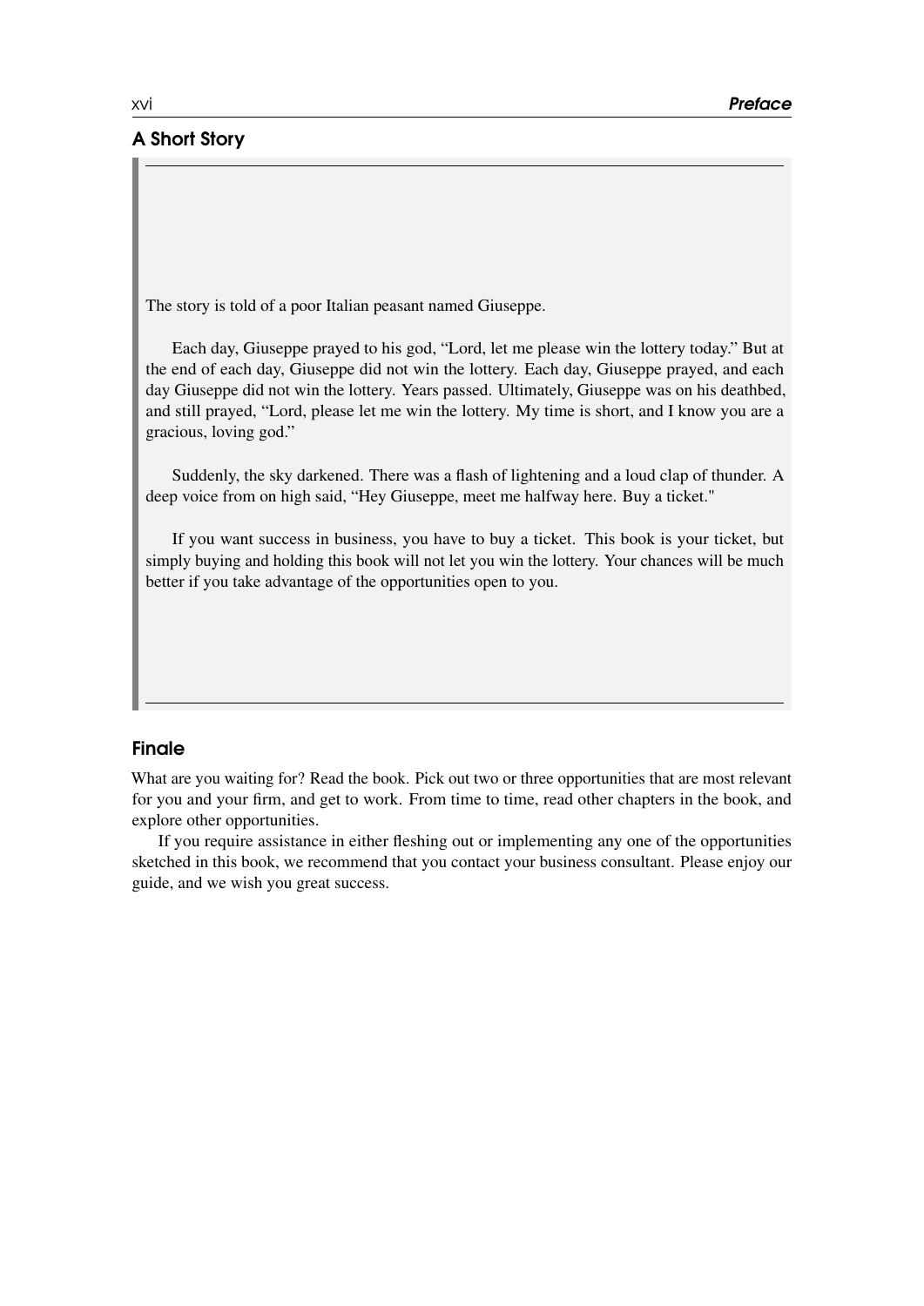## A Short Story

The story is told of a poor Italian peasant named Giuseppe.

Each day, Giuseppe prayed to his god, "Lord, let me please win the lottery today." But at the end of each day, Giuseppe did not win the lottery. Each day, Giuseppe prayed, and each day Giuseppe did not win the lottery. Years passed. Ultimately, Giuseppe was on his deathbed, and still prayed, "Lord, please let me win the lottery. My time is short, and I know you are a gracious, loving god."

Suddenly, the sky darkened. There was a flash of lightening and a loud clap of thunder. A deep voice from on high said, "Hey Giuseppe, meet me halfway here. Buy a ticket."

If you want success in business, you have to buy a ticket. This book is your ticket, but simply buying and holding this book will not let you win the lottery. Your chances will be much better if you take advantage of the opportunities open to you.

## Finale

What are you waiting for? Read the book. Pick out two or three opportunities that are most relevant for you and your firm, and get to work. From time to time, read other chapters in the book, and explore other opportunities.

If you require assistance in either fleshing out or implementing any one of the opportunities sketched in this book, we recommend that you contact your business consultant. Please enjoy our guide, and we wish you great success.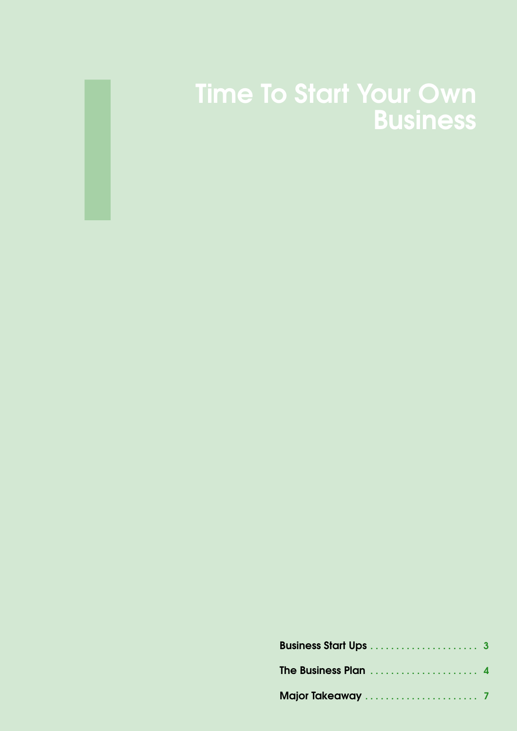# Time To Start Your Own Business

| | |
|---|---|
| Business Start Ups | 3 |
| The Business Plan | 4 |
| Major Takeaway | 7 |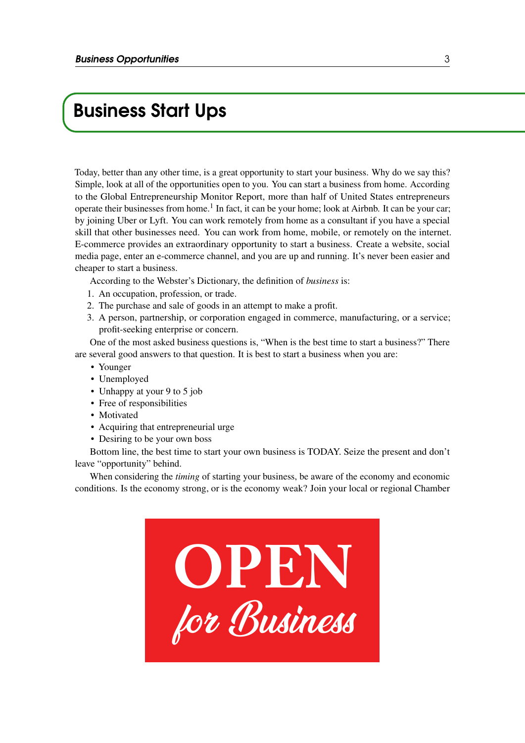# Business Start Ups

Today, better than any other time, is a great opportunity to start your business. Why do we say this? Simple, look at all of the opportunities open to you. You can start a business from home. According to the Global Entrepreneurship Monitor Report, more than half of United States entrepreneurs operate their businesses from home.[1] In fact, it can be your home; look at Airbnb. It can be your car; by joining Uber or Lyft. You can work remotely from home as a consultant if you have a special skill that other businesses need. You can work from home, mobile, or remotely on the internet. E-commerce provides an extraordinary opportunity to start a business. Create a website, social media page, enter an e-commerce channel, and you are up and running. It's never been easier and cheaper to start a business.

According to the Webster's Dictionary, the definition of *business* is:

1. An occupation, profession, or trade.
2. The purchase and sale of goods in an attempt to make a profit.
3. A person, partnership, or corporation engaged in commerce, manufacturing, or a service; profit-seeking enterprise or concern.

One of the most asked business questions is, "When is the best time to start a business?" There are several good answers to that question. It is best to start a business when you are:

- Younger
- Unemployed
- Unhappy at your 9 to 5 job
- Free of responsibilities
- Motivated
- Acquiring that entrepreneurial urge
- Desiring to be your own boss

Bottom line, the best time to start your own business is TODAY. Seize the present and don't leave "opportunity" behind.

When considering the *timing* of starting your business, be aware of the economy and economic conditions. Is the economy strong, or is the economy weak? Join your local or regional Chamber

OPEN *for Business*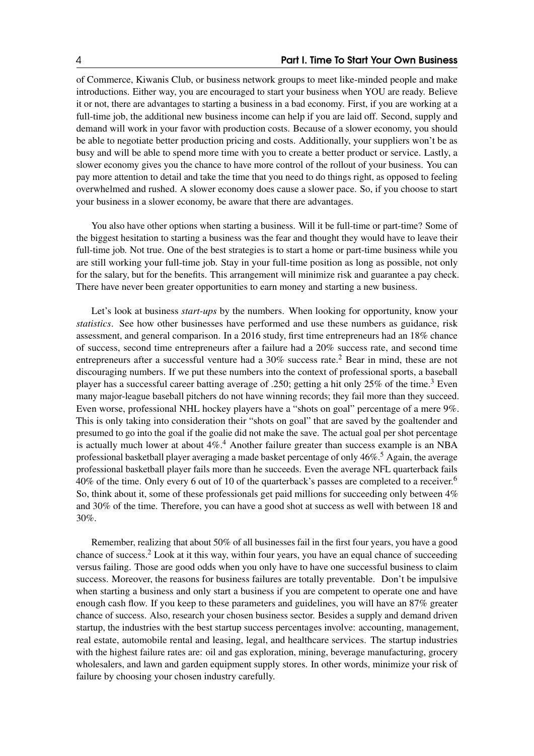of Commerce, Kiwanis Club, or business network groups to meet like-minded people and make introductions. Either way, you are encouraged to start your business when YOU are ready. Believe it or not, there are advantages to starting a business in a bad economy. First, if you are working at a full-time job, the additional new business income can help if you are laid off. Second, supply and demand will work in your favor with production costs. Because of a slower economy, you should be able to negotiate better production pricing and costs. Additionally, your suppliers won't be as busy and will be able to spend more time with you to create a better product or service. Lastly, a slower economy gives you the chance to have more control of the rollout of your business. You can pay more attention to detail and take the time that you need to do things right, as opposed to feeling overwhelmed and rushed. A slower economy does cause a slower pace. So, if you choose to start your business in a slower economy, be aware that there are advantages.

You also have other options when starting a business. Will it be full-time or part-time? Some of the biggest hesitation to starting a business was the fear and thought they would have to leave their full-time job. Not true. One of the best strategies is to start a home or part-time business while you are still working your full-time job. Stay in your full-time position as long as possible, not only for the salary, but for the benefits. This arrangement will minimize risk and guarantee a pay check. There have never been greater opportunities to earn money and starting a new business.

Let's look at business *start-ups* by the numbers. When looking for opportunity, know your *statistics*. See how other businesses have performed and use these numbers as guidance, risk assessment, and general comparison. In a 2016 study, first time entrepreneurs had an 18% chance of success, second time entrepreneurs after a failure had a 20% success rate, and second time entrepreneurs after a successful venture had a 30% success rate.[2] Bear in mind, these are not discouraging numbers. If we put these numbers into the context of professional sports, a baseball player has a successful career batting average of .250; getting a hit only 25% of the time.[3] Even many major-league baseball pitchers do not have winning records; they fail more than they succeed. Even worse, professional NHL hockey players have a "shots on goal" percentage of a mere 9%. This is only taking into consideration their "shots on goal" that are saved by the goaltender and presumed to go into the goal if the goalie did not make the save. The actual goal per shot percentage is actually much lower at about 4%.[4] Another failure greater than success example is an NBA professional basketball player averaging a made basket percentage of only 46%.[5] Again, the average professional basketball player fails more than he succeeds. Even the average NFL quarterback fails 40% of the time. Only every 6 out of 10 of the quarterback's passes are completed to a receiver.[6] So, think about it, some of these professionals get paid millions for succeeding only between 4% and 30% of the time. Therefore, you can have a good shot at success as well with between 18 and 30%.

Remember, realizing that about 50% of all businesses fail in the first four years, you have a good chance of success.[2] Look at it this way, within four years, you have an equal chance of succeeding versus failing. Those are good odds when you only have to have one successful business to claim success. Moreover, the reasons for business failures are totally preventable. Don't be impulsive when starting a business and only start a business if you are competent to operate one and have enough cash flow. If you keep to these parameters and guidelines, you will have an 87% greater chance of success. Also, research your chosen business sector. Besides a supply and demand driven startup, the industries with the best startup success percentages involve: accounting, management, real estate, automobile rental and leasing, legal, and healthcare services. The startup industries with the highest failure rates are: oil and gas exploration, mining, beverage manufacturing, grocery wholesalers, and lawn and garden equipment supply stores. In other words, minimize your risk of failure by choosing your chosen industry carefully.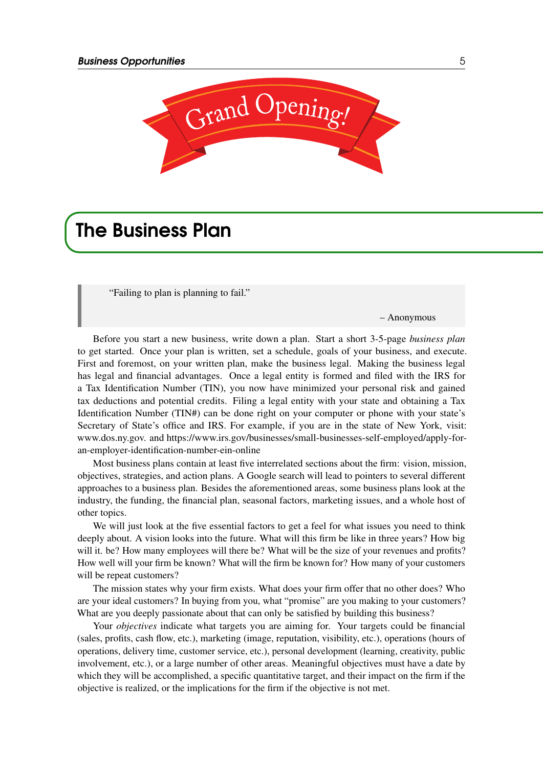## The Business Plan

> "Failing to plan is planning to fail."
>
> – Anonymous

Before you start a new business, write down a plan. Start a short 3-5-page *business plan* to get started. Once your plan is written, set a schedule, goals of your business, and execute. First and foremost, on your written plan, make the business legal. Making the business legal has legal and financial advantages. Once a legal entity is formed and filed with the IRS for a Tax Identification Number (TIN), you now have minimized your personal risk and gained tax deductions and potential credits. Filing a legal entity with your state and obtaining a Tax Identification Number (TIN#) can be done right on your computer or phone with your state's Secretary of State's office and IRS. For example, if you are in the state of New York, visit: www.dos.ny.gov. and https://www.irs.gov/businesses/small-businesses-self-employed/apply-for-an-employer-identification-number-ein-online

Most business plans contain at least five interrelated sections about the firm: vision, mission, objectives, strategies, and action plans. A Google search will lead to pointers to several different approaches to a business plan. Besides the aforementioned areas, some business plans look at the industry, the funding, the financial plan, seasonal factors, marketing issues, and a whole host of other topics.

We will just look at the five essential factors to get a feel for what issues you need to think deeply about. A vision looks into the future. What will this firm be like in three years? How big will it. be? How many employees will there be? What will be the size of your revenues and profits? How well will your firm be known? What will the firm be known for? How many of your customers will be repeat customers?

The mission states why your firm exists. What does your firm offer that no other does? Who are your ideal customers? In buying from you, what "promise" are you making to your customers? What are you deeply passionate about that can only be satisfied by building this business?

Your *objectives* indicate what targets you are aiming for. Your targets could be financial (sales, profits, cash flow, etc.), marketing (image, reputation, visibility, etc.), operations (hours of operations, delivery time, customer service, etc.), personal development (learning, creativity, public involvement, etc.), or a large number of other areas. Meaningful objectives must have a date by which they will be accomplished, a specific quantitative target, and their impact on the firm if the objective is realized, or the implications for the firm if the objective is not met.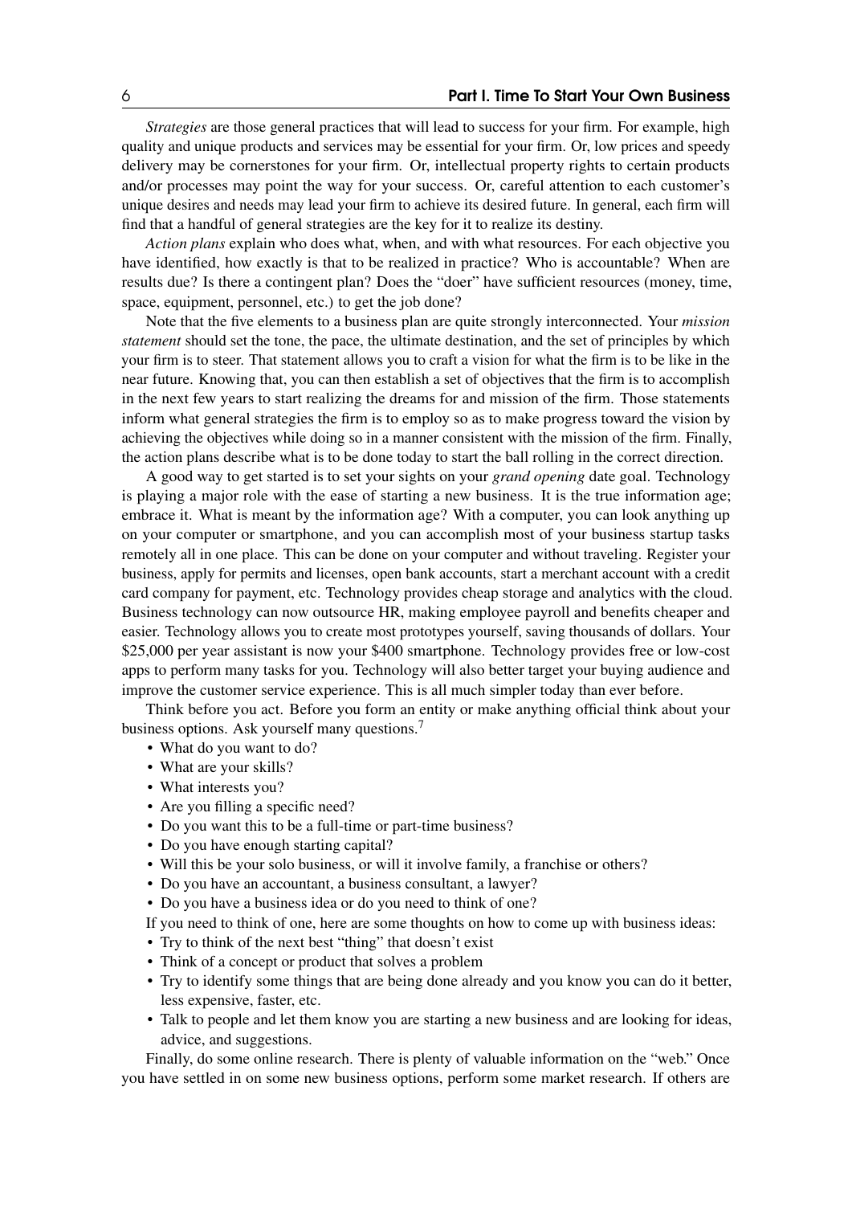*Strategies* are those general practices that will lead to success for your firm. For example, high quality and unique products and services may be essential for your firm. Or, low prices and speedy delivery may be cornerstones for your firm. Or, intellectual property rights to certain products and/or processes may point the way for your success. Or, careful attention to each customer's unique desires and needs may lead your firm to achieve its desired future. In general, each firm will find that a handful of general strategies are the key for it to realize its destiny.

*Action plans* explain who does what, when, and with what resources. For each objective you have identified, how exactly is that to be realized in practice? Who is accountable? When are results due? Is there a contingent plan? Does the "doer" have sufficient resources (money, time, space, equipment, personnel, etc.) to get the job done?

Note that the five elements to a business plan are quite strongly interconnected. Your *mission statement* should set the tone, the pace, the ultimate destination, and the set of principles by which your firm is to steer. That statement allows you to craft a vision for what the firm is to be like in the near future. Knowing that, you can then establish a set of objectives that the firm is to accomplish in the next few years to start realizing the dreams for and mission of the firm. Those statements inform what general strategies the firm is to employ so as to make progress toward the vision by achieving the objectives while doing so in a manner consistent with the mission of the firm. Finally, the action plans describe what is to be done today to start the ball rolling in the correct direction.

A good way to get started is to set your sights on your *grand opening* date goal. Technology is playing a major role with the ease of starting a new business. It is the true information age; embrace it. What is meant by the information age? With a computer, you can look anything up on your computer or smartphone, and you can accomplish most of your business startup tasks remotely all in one place. This can be done on your computer and without traveling. Register your business, apply for permits and licenses, open bank accounts, start a merchant account with a credit card company for payment, etc. Technology provides cheap storage and analytics with the cloud. Business technology can now outsource HR, making employee payroll and benefits cheaper and easier. Technology allows you to create most prototypes yourself, saving thousands of dollars. Your \$25,000 per year assistant is now your \$400 smartphone. Technology provides free or low-cost apps to perform many tasks for you. Technology will also better target your buying audience and improve the customer service experience. This is all much simpler today than ever before.

Think before you act. Before you form an entity or make anything official think about your business options. Ask yourself many questions.[7]

- What do you want to do?
- What are your skills?
- What interests you?
- Are you filling a specific need?
- Do you want this to be a full-time or part-time business?
- Do you have enough starting capital?
- Will this be your solo business, or will it involve family, a franchise or others?
- Do you have an accountant, a business consultant, a lawyer?
- Do you have a business idea or do you need to think of one?

If you need to think of one, here are some thoughts on how to come up with business ideas:

- Try to think of the next best "thing" that doesn't exist
- Think of a concept or product that solves a problem
- Try to identify some things that are being done already and you know you can do it better, less expensive, faster, etc.
- Talk to people and let them know you are starting a new business and are looking for ideas, advice, and suggestions.

Finally, do some online research. There is plenty of valuable information on the "web." Once you have settled in on some new business options, perform some market research. If others are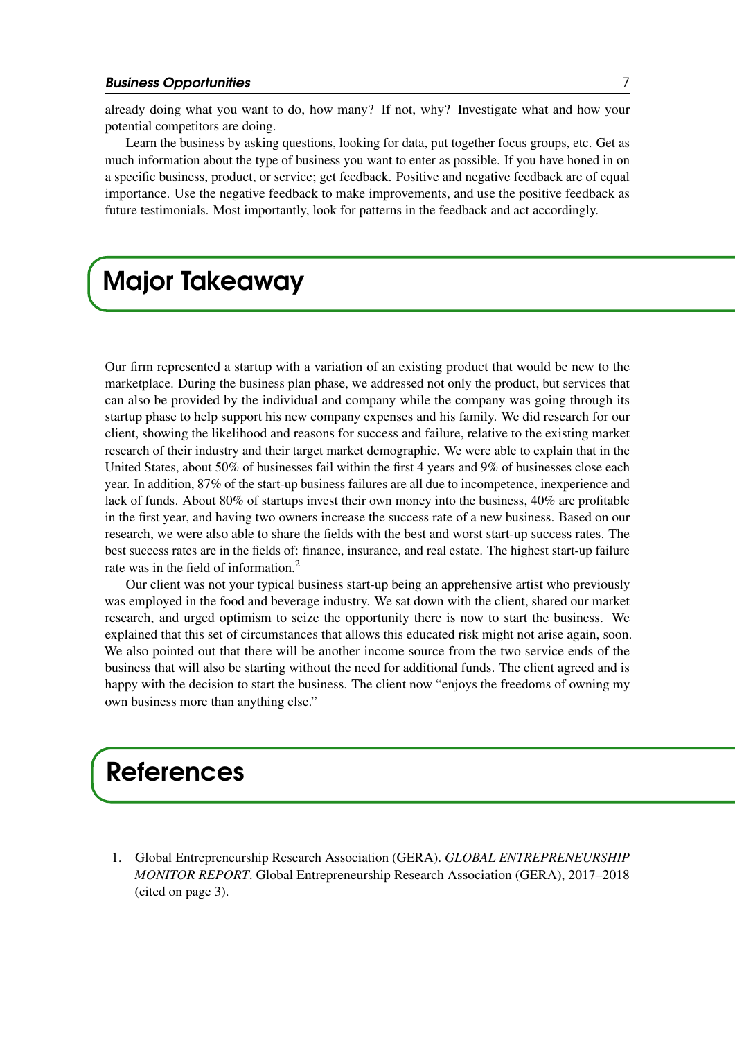already doing what you want to do, how many? If not, why? Investigate what and how your potential competitors are doing.

Learn the business by asking questions, looking for data, put together focus groups, etc. Get as much information about the type of business you want to enter as possible. If you have honed in on a specific business, product, or service; get feedback. Positive and negative feedback are of equal importance. Use the negative feedback to make improvements, and use the positive feedback as future testimonials. Most importantly, look for patterns in the feedback and act accordingly.

# Major Takeaway

Our firm represented a startup with a variation of an existing product that would be new to the marketplace. During the business plan phase, we addressed not only the product, but services that can also be provided by the individual and company while the company was going through its startup phase to help support his new company expenses and his family. We did research for our client, showing the likelihood and reasons for success and failure, relative to the existing market research of their industry and their target market demographic. We were able to explain that in the United States, about 50% of businesses fail within the first 4 years and 9% of businesses close each year. In addition, 87% of the start-up business failures are all due to incompetence, inexperience and lack of funds. About 80% of startups invest their own money into the business, 40% are profitable in the first year, and having two owners increase the success rate of a new business. Based on our research, we were also able to share the fields with the best and worst start-up success rates. The best success rates are in the fields of: finance, insurance, and real estate. The highest start-up failure rate was in the field of information.[2]

Our client was not your typical business start-up being an apprehensive artist who previously was employed in the food and beverage industry. We sat down with the client, shared our market research, and urged optimism to seize the opportunity there is now to start the business. We explained that this set of circumstances that allows this educated risk might not arise again, soon. We also pointed out that there will be another income source from the two service ends of the business that will also be starting without the need for additional funds. The client agreed and is happy with the decision to start the business. The client now "enjoys the freedoms of owning my own business more than anything else."

# References

1. Global Entrepreneurship Research Association (GERA). *GLOBAL ENTREPRENEURSHIP MONITOR REPORT*. Global Entrepreneurship Research Association (GERA), 2017–2018 (cited on page 3).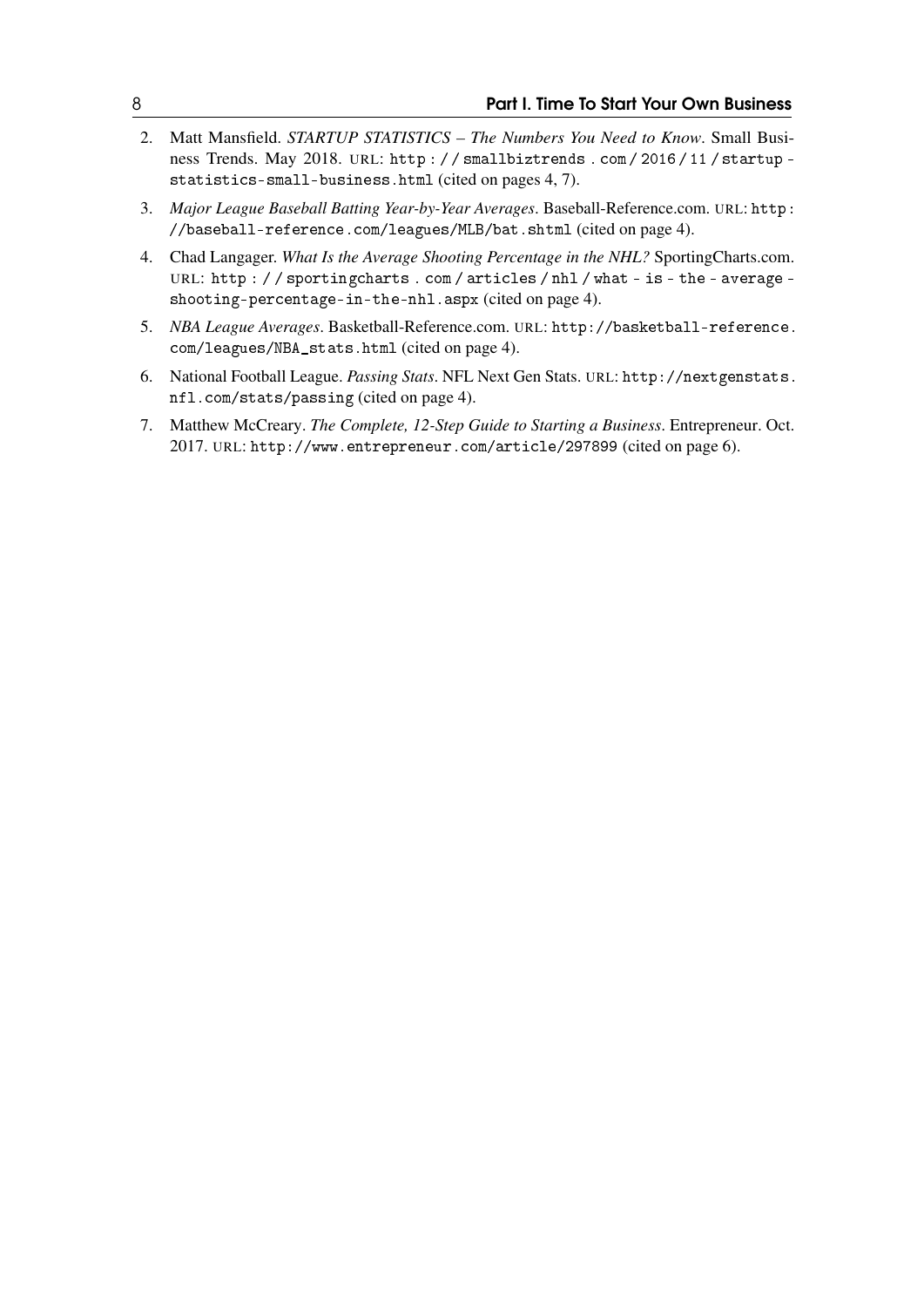2. Matt Mansfield. *STARTUP STATISTICS – The Numbers You Need to Know*. Small Business Trends. May 2018. URL: http://smallbiztrends.com/2016/11/startup-statistics-small-business.html (cited on pages 4, 7).
3. *Major League Baseball Batting Year-by-Year Averages*. Baseball-Reference.com. URL: http://baseball-reference.com/leagues/MLB/bat.shtml (cited on page 4).
4. Chad Langager. *What Is the Average Shooting Percentage in the NHL?* SportingCharts.com. URL: http://sportingcharts.com/articles/nhl/what-is-the-average-shooting-percentage-in-the-nhl.aspx (cited on page 4).
5. *NBA League Averages*. Basketball-Reference.com. URL: http://basketball-reference.com/leagues/NBA_stats.html (cited on page 4).
6. National Football League. *Passing Stats*. NFL Next Gen Stats. URL: http://nextgenstats.nfl.com/stats/passing (cited on page 4).
7. Matthew McCreary. *The Complete, 12-Step Guide to Starting a Business*. Entrepreneur. Oct. 2017. URL: http://www.entrepreneur.com/article/297899 (cited on page 6).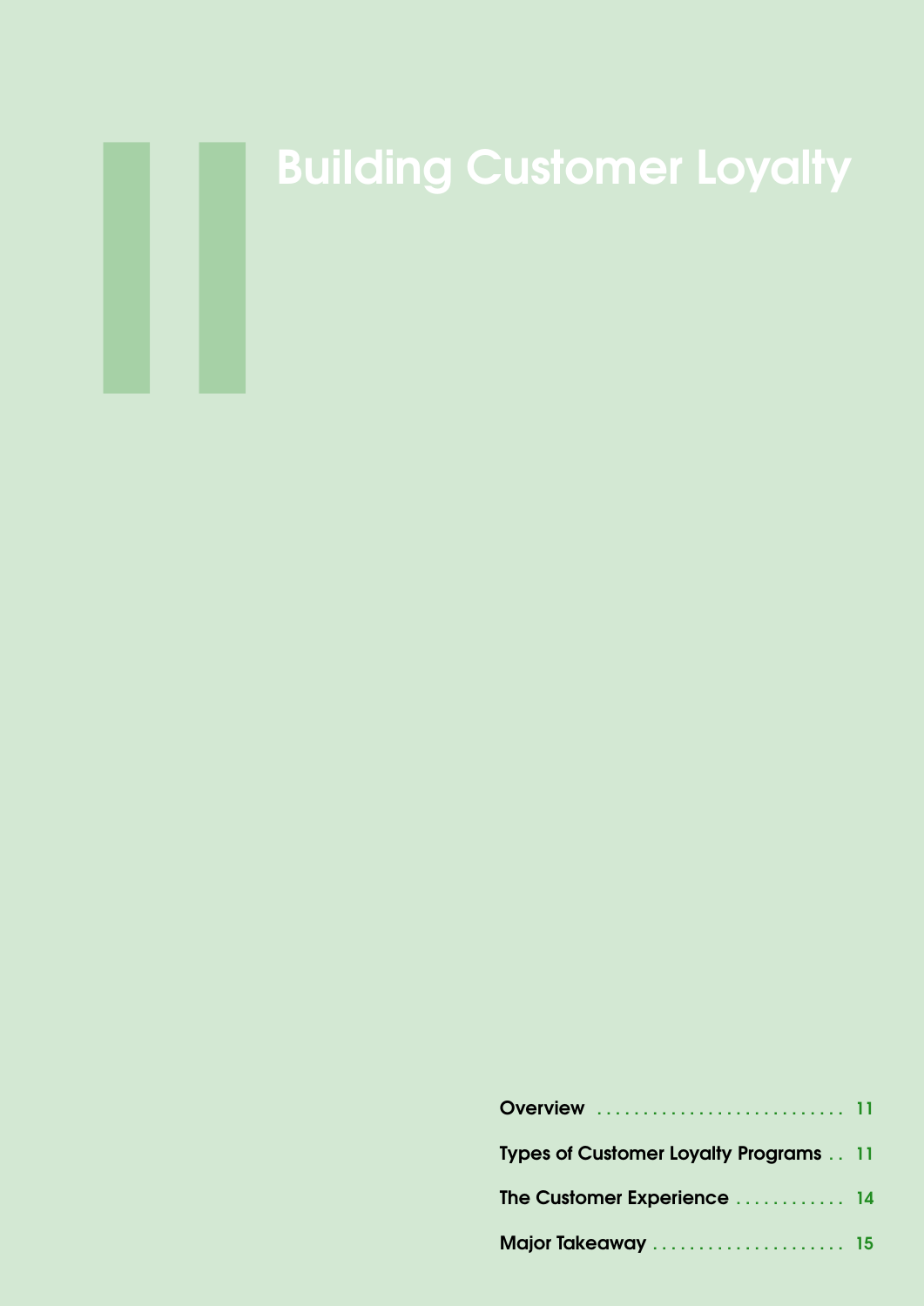# Building Customer Loyalty

| | |
|---|---|
| Overview | 11 |
| Types of Customer Loyalty Programs | 11 |
| The Customer Experience | 14 |
| Major Takeaway | 15 |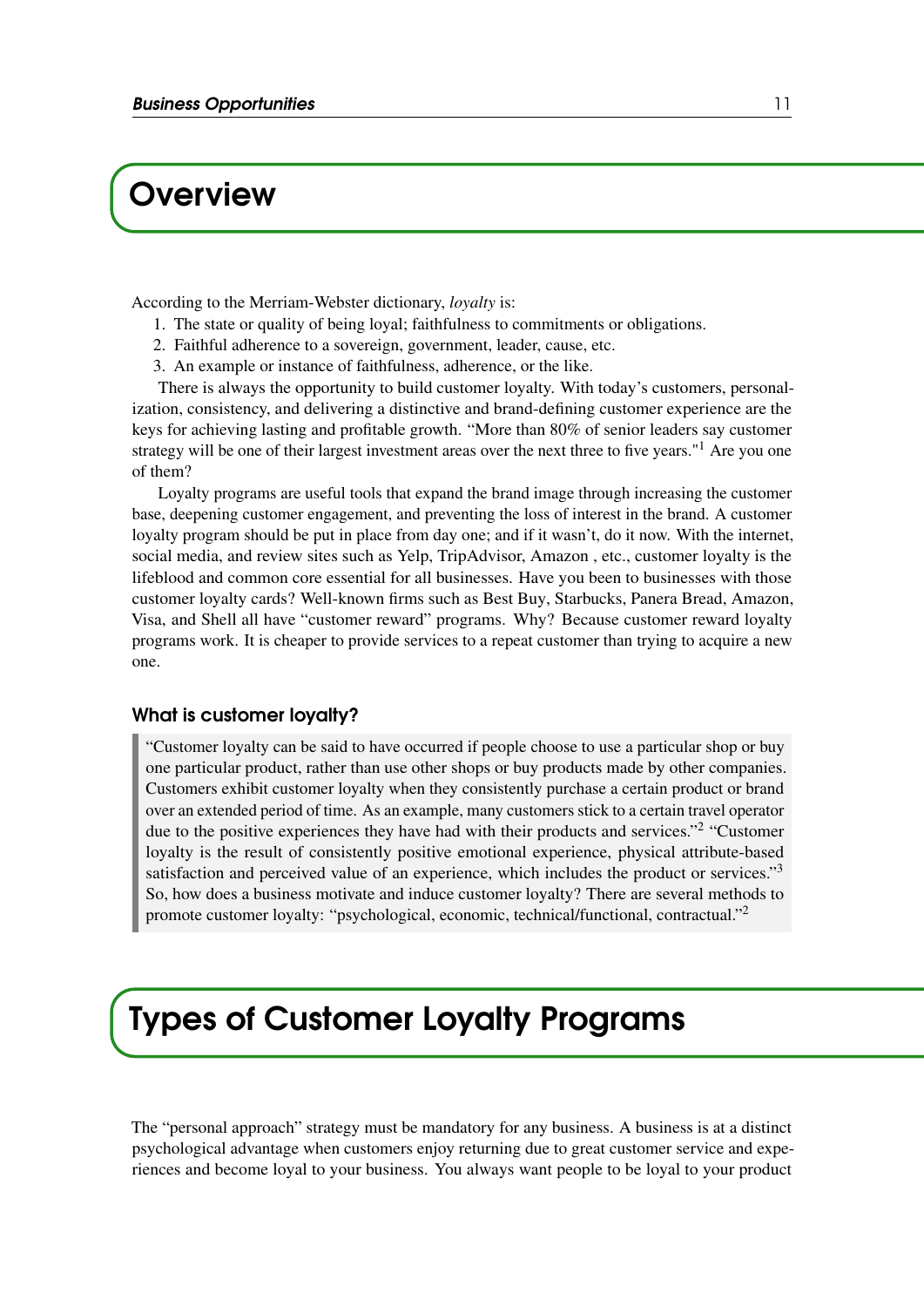# Overview

According to the Merriam-Webster dictionary, *loyalty* is:

1. The state or quality of being loyal; faithfulness to commitments or obligations.
2. Faithful adherence to a sovereign, government, leader, cause, etc.
3. An example or instance of faithfulness, adherence, or the like.

There is always the opportunity to build customer loyalty. With today's customers, personalization, consistency, and delivering a distinctive and brand-defining customer experience are the keys for achieving lasting and profitable growth. "More than 80% of senior leaders say customer strategy will be one of their largest investment areas over the next three to five years."[1] Are you one of them?

Loyalty programs are useful tools that expand the brand image through increasing the customer base, deepening customer engagement, and preventing the loss of interest in the brand. A customer loyalty program should be put in place from day one; and if it wasn't, do it now. With the internet, social media, and review sites such as Yelp, TripAdvisor, Amazon , etc., customer loyalty is the lifeblood and common core essential for all businesses. Have you been to businesses with those customer loyalty cards? Well-known firms such as Best Buy, Starbucks, Panera Bread, Amazon, Visa, and Shell all have "customer reward" programs. Why? Because customer reward loyalty programs work. It is cheaper to provide services to a repeat customer than trying to acquire a new one.

### What is customer loyalty?

> "Customer loyalty can be said to have occurred if people choose to use a particular shop or buy one particular product, rather than use other shops or buy products made by other companies. Customers exhibit customer loyalty when they consistently purchase a certain product or brand over an extended period of time. As an example, many customers stick to a certain travel operator due to the positive experiences they have had with their products and services."[2] "Customer loyalty is the result of consistently positive emotional experience, physical attribute-based satisfaction and perceived value of an experience, which includes the product or services."[3] So, how does a business motivate and induce customer loyalty? There are several methods to promote customer loyalty: "psychological, economic, technical/functional, contractual."[2]

# Types of Customer Loyalty Programs

The "personal approach" strategy must be mandatory for any business. A business is at a distinct psychological advantage when customers enjoy returning due to great customer service and experiences and become loyal to your business. You always want people to be loyal to your product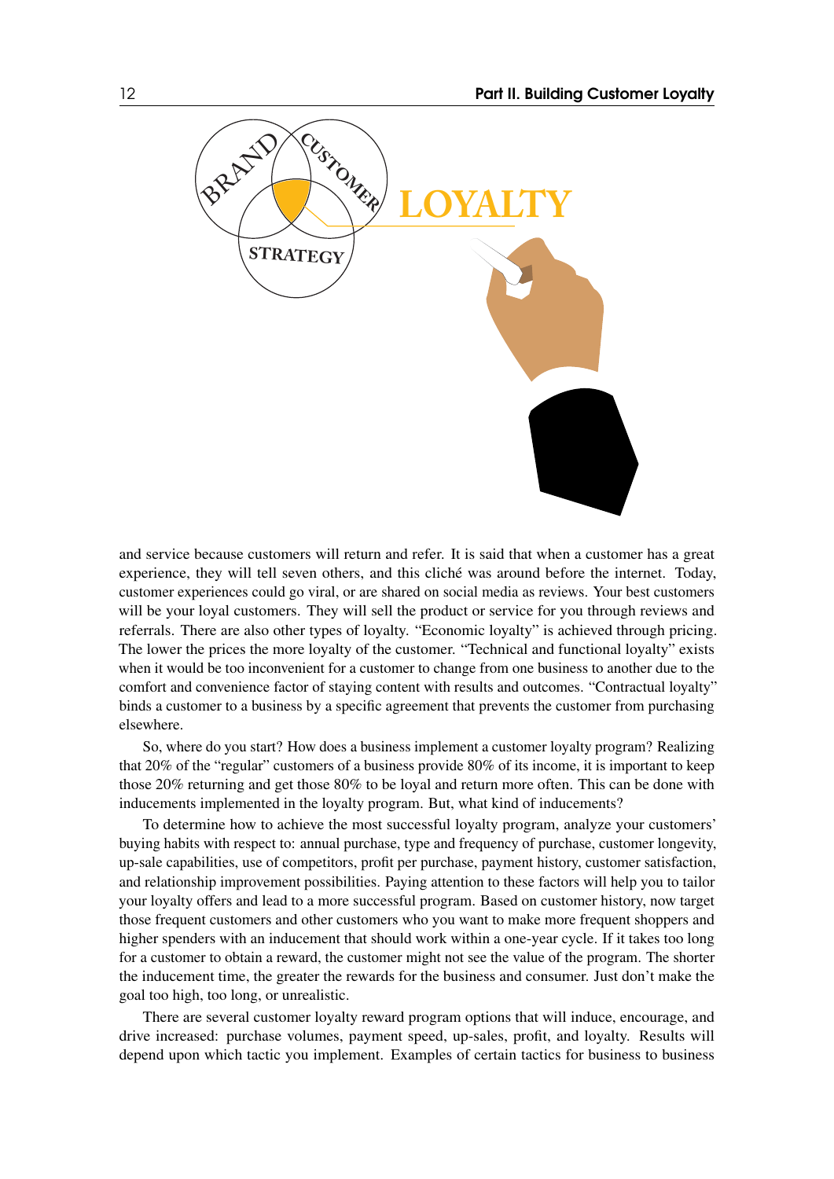and service because customers will return and refer. It is said that when a customer has a great experience, they will tell seven others, and this cliché was around before the internet. Today, customer experiences could go viral, or are shared on social media as reviews. Your best customers will be your loyal customers. They will sell the product or service for you through reviews and referrals. There are also other types of loyalty. “Economic loyalty” is achieved through pricing. The lower the prices the more loyalty of the customer. “Technical and functional loyalty” exists when it would be too inconvenient for a customer to change from one business to another due to the comfort and convenience factor of staying content with results and outcomes. “Contractual loyalty” binds a customer to a business by a specific agreement that prevents the customer from purchasing elsewhere.

So, where do you start? How does a business implement a customer loyalty program? Realizing that 20% of the “regular” customers of a business provide 80% of its income, it is important to keep those 20% returning and get those 80% to be loyal and return more often. This can be done with inducements implemented in the loyalty program. But, what kind of inducements?

To determine how to achieve the most successful loyalty program, analyze your customers’ buying habits with respect to: annual purchase, type and frequency of purchase, customer longevity, up-sale capabilities, use of competitors, profit per purchase, payment history, customer satisfaction, and relationship improvement possibilities. Paying attention to these factors will help you to tailor your loyalty offers and lead to a more successful program. Based on customer history, now target those frequent customers and other customers who you want to make more frequent shoppers and higher spenders with an inducement that should work within a one-year cycle. If it takes too long for a customer to obtain a reward, the customer might not see the value of the program. The shorter the inducement time, the greater the rewards for the business and consumer. Just don’t make the goal too high, too long, or unrealistic.

There are several customer loyalty reward program options that will induce, encourage, and drive increased: purchase volumes, payment speed, up-sales, profit, and loyalty. Results will depend upon which tactic you implement. Examples of certain tactics for business to business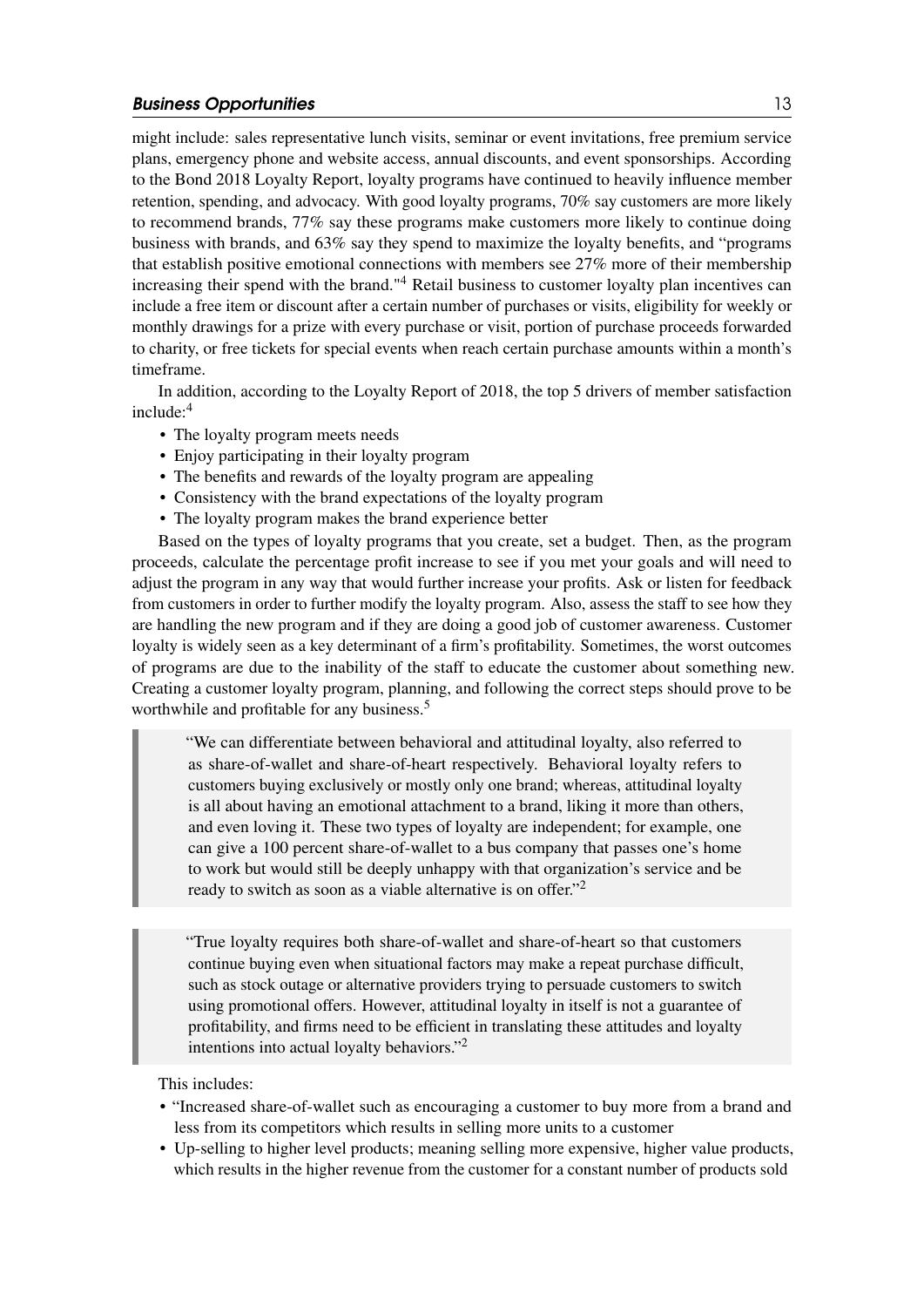might include: sales representative lunch visits, seminar or event invitations, free premium service plans, emergency phone and website access, annual discounts, and event sponsorships. According to the Bond 2018 Loyalty Report, loyalty programs have continued to heavily influence member retention, spending, and advocacy. With good loyalty programs, 70% say customers are more likely to recommend brands, 77% say these programs make customers more likely to continue doing business with brands, and 63% say they spend to maximize the loyalty benefits, and "programs that establish positive emotional connections with members see 27% more of their membership increasing their spend with the brand."[4] Retail business to customer loyalty plan incentives can include a free item or discount after a certain number of purchases or visits, eligibility for weekly or monthly drawings for a prize with every purchase or visit, portion of purchase proceeds forwarded to charity, or free tickets for special events when reach certain purchase amounts within a month's timeframe.

In addition, according to the Loyalty Report of 2018, the top 5 drivers of member satisfaction include:[4]

- The loyalty program meets needs
- Enjoy participating in their loyalty program
- The benefits and rewards of the loyalty program are appealing
- Consistency with the brand expectations of the loyalty program
- The loyalty program makes the brand experience better

Based on the types of loyalty programs that you create, set a budget. Then, as the program proceeds, calculate the percentage profit increase to see if you met your goals and will need to adjust the program in any way that would further increase your profits. Ask or listen for feedback from customers in order to further modify the loyalty program. Also, assess the staff to see how they are handling the new program and if they are doing a good job of customer awareness. Customer loyalty is widely seen as a key determinant of a firm's profitability. Sometimes, the worst outcomes of programs are due to the inability of the staff to educate the customer about something new. Creating a customer loyalty program, planning, and following the correct steps should prove to be worthwhile and profitable for any business.[5]

> "We can differentiate between behavioral and attitudinal loyalty, also referred to as share-of-wallet and share-of-heart respectively. Behavioral loyalty refers to customers buying exclusively or mostly only one brand; whereas, attitudinal loyalty is all about having an emotional attachment to a brand, liking it more than others, and even loving it. These two types of loyalty are independent; for example, one can give a 100 percent share-of-wallet to a bus company that passes one's home to work but would still be deeply unhappy with that organization's service and be ready to switch as soon as a viable alternative is on offer."[2]

> "True loyalty requires both share-of-wallet and share-of-heart so that customers continue buying even when situational factors may make a repeat purchase difficult, such as stock outage or alternative providers trying to persuade customers to switch using promotional offers. However, attitudinal loyalty in itself is not a guarantee of profitability, and firms need to be efficient in translating these attitudes and loyalty intentions into actual loyalty behaviors."[2]

This includes:

- "Increased share-of-wallet such as encouraging a customer to buy more from a brand and less from its competitors which results in selling more units to a customer
- Up-selling to higher level products; meaning selling more expensive, higher value products, which results in the higher revenue from the customer for a constant number of products sold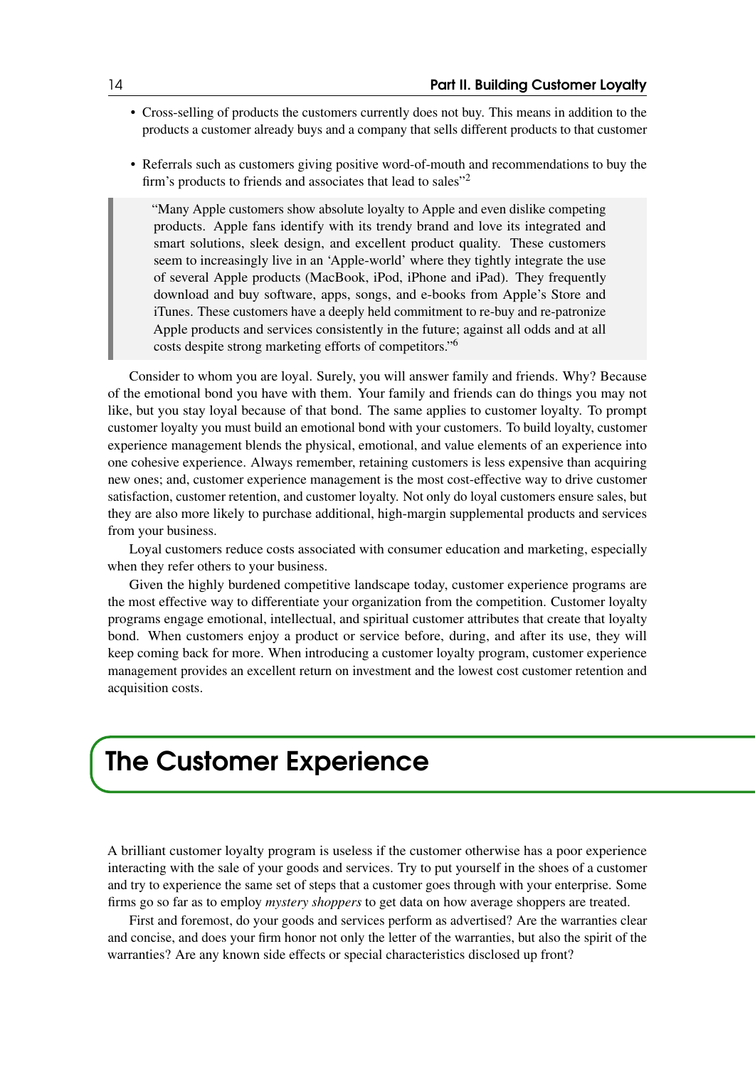- Cross-selling of products the customers currently does not buy. This means in addition to the products a customer already buys and a company that sells different products to that customer
- Referrals such as customers giving positive word-of-mouth and recommendations to buy the firm's products to friends and associates that lead to sales"[2]

> "Many Apple customers show absolute loyalty to Apple and even dislike competing products. Apple fans identify with its trendy brand and love its integrated and smart solutions, sleek design, and excellent product quality. These customers seem to increasingly live in an 'Apple-world' where they tightly integrate the use of several Apple products (MacBook, iPod, iPhone and iPad). They frequently download and buy software, apps, songs, and e-books from Apple's Store and iTunes. These customers have a deeply held commitment to re-buy and re-patronize Apple products and services consistently in the future; against all odds and at all costs despite strong marketing efforts of competitors."[6]

Consider to whom you are loyal. Surely, you will answer family and friends. Why? Because of the emotional bond you have with them. Your family and friends can do things you may not like, but you stay loyal because of that bond. The same applies to customer loyalty. To prompt customer loyalty you must build an emotional bond with your customers. To build loyalty, customer experience management blends the physical, emotional, and value elements of an experience into one cohesive experience. Always remember, retaining customers is less expensive than acquiring new ones; and, customer experience management is the most cost-effective way to drive customer satisfaction, customer retention, and customer loyalty. Not only do loyal customers ensure sales, but they are also more likely to purchase additional, high-margin supplemental products and services from your business.

Loyal customers reduce costs associated with consumer education and marketing, especially when they refer others to your business.

Given the highly burdened competitive landscape today, customer experience programs are the most effective way to differentiate your organization from the competition. Customer loyalty programs engage emotional, intellectual, and spiritual customer attributes that create that loyalty bond. When customers enjoy a product or service before, during, and after its use, they will keep coming back for more. When introducing a customer loyalty program, customer experience management provides an excellent return on investment and the lowest cost customer retention and acquisition costs.

# The Customer Experience

A brilliant customer loyalty program is useless if the customer otherwise has a poor experience interacting with the sale of your goods and services. Try to put yourself in the shoes of a customer and try to experience the same set of steps that a customer goes through with your enterprise. Some firms go so far as to employ *mystery shoppers* to get data on how average shoppers are treated.

First and foremost, do your goods and services perform as advertised? Are the warranties clear and concise, and does your firm honor not only the letter of the warranties, but also the spirit of the warranties? Are any known side effects or special characteristics disclosed up front?